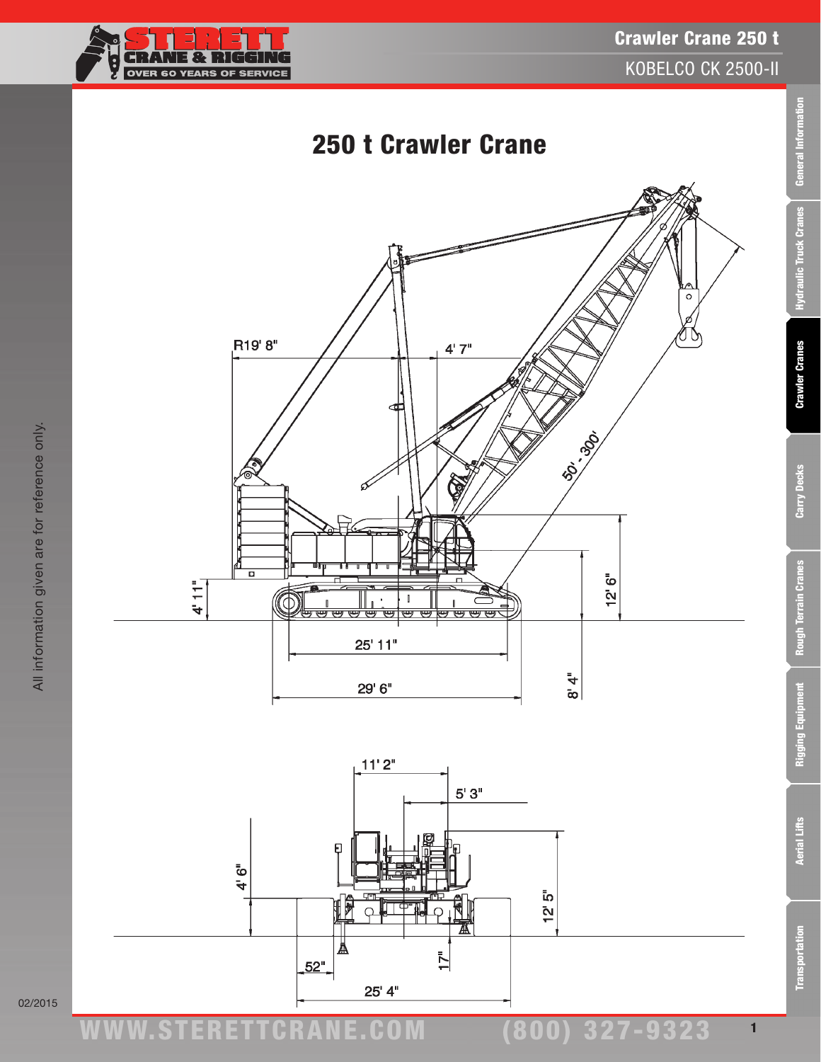# 250 t Crawler Crane

R19' 8"

4' 7"

50' - 300'

4' 11"

12' 6"

25' 11"

29' 6"

8' 4"

11' 2"

5' 3"

4' 6"

12' 5"

52"

17"

25' 4"

All information given are for reference only.

02/2015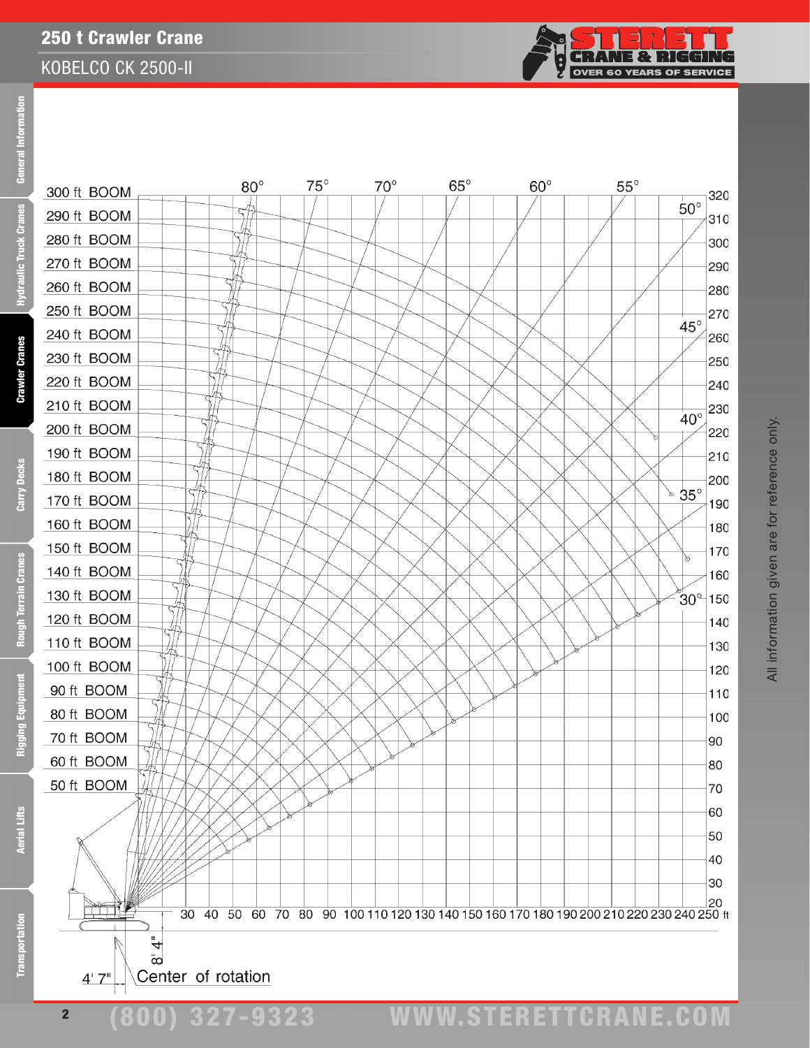# 250 t Crawler Crane

## KOBELCO CK 2500-II

300 ft BOOM
290 ft BOOM
280 ft BOOM
270 ft BOOM
260 ft BOOM
250 ft BOOM
240 ft BOOM
230 ft BOOM
220 ft BOOM
210 ft BOOM
200 ft BOOM
190 ft BOOM
180 ft BOOM
170 ft BOOM
160 ft BOOM
150 ft BOOM
140 ft BOOM
130 ft BOOM
120 ft BOOM
110 ft BOOM
100 ft BOOM
90 ft BOOM
80 ft BOOM
70 ft BOOM
60 ft BOOM
50 ft BOOM

80° 75° 70° 65° 60° 55° 50° 45° 40° 35° 30°

320 310 300 290 280 270 260 250 240 230 220 210 200 190 180 170 160 150 140 130 120 110 100 90 80 70 60 50 40 30 20

30 40 50 60 70 80 90 100 110 120 130 140 150 160 170 180 190 200 210 220 230 240 250 ft

8' 4"

4' 7"

Center of rotation

All information given are for reference only.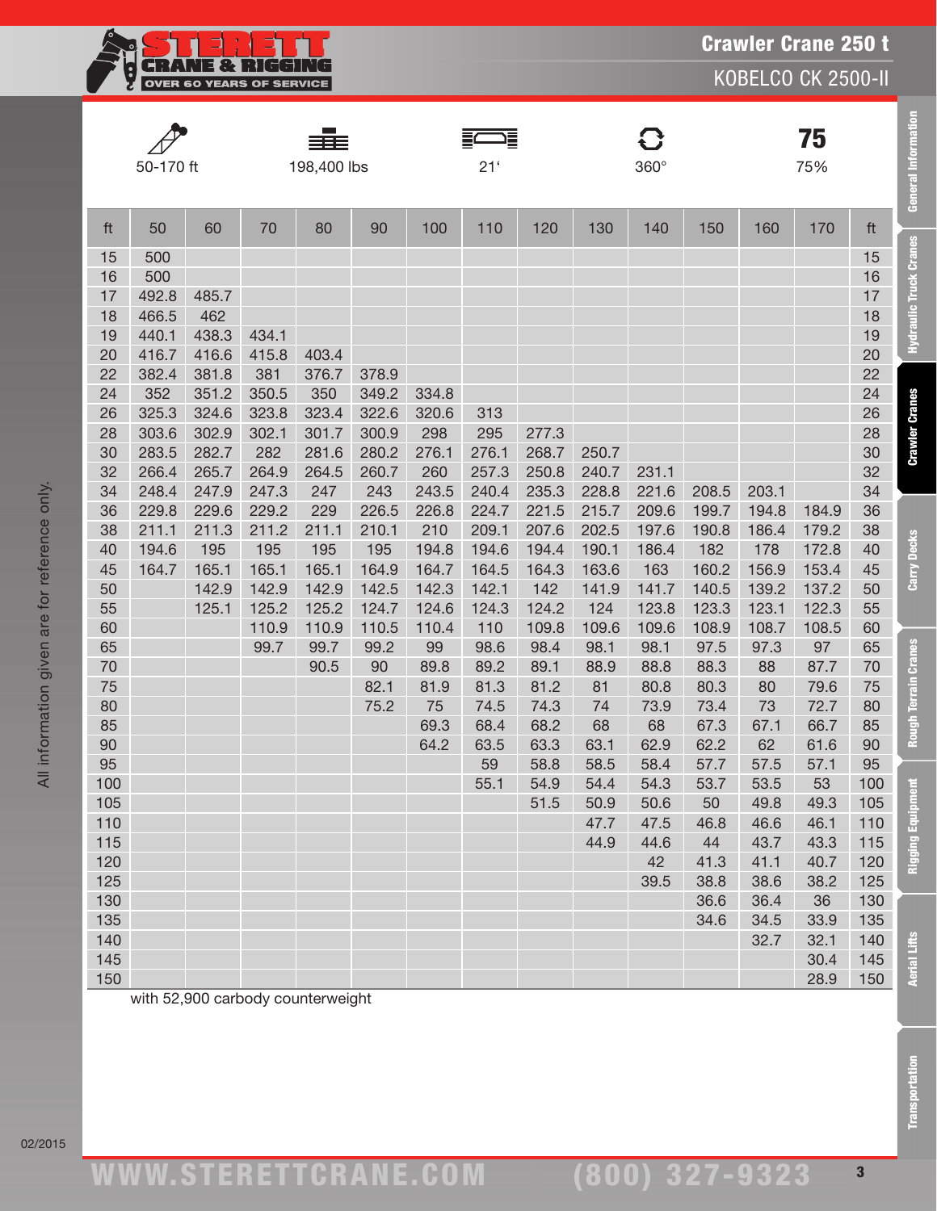# Crawler Crane 250 t

## KOBELCO CK 2500-II

| 50-170 ft | 198,400 lbs | 21' | 360° | 75% |
|---|---|---|---|---|

| ft | 50 | 60 | 70 | 80 | 90 | 100 | 110 | 120 | 130 | 140 | 150 | 160 | 170 | ft |
|---|---|---|---|---|---|---|---|---|---|---|---|---|---|---|
| 15 | 500 | | | | | | | | | | | | | 15 |
| 16 | 500 | | | | | | | | | | | | | 16 |
| 17 | 492.8 | 485.7 | | | | | | | | | | | | 17 |
| 18 | 466.5 | 462 | | | | | | | | | | | | 18 |
| 19 | 440.1 | 438.3 | 434.1 | | | | | | | | | | | 19 |
| 20 | 416.7 | 416.6 | 415.8 | 403.4 | | | | | | | | | | 20 |
| 22 | 382.4 | 381.8 | 381 | 376.7 | 378.9 | | | | | | | | | 22 |
| 24 | 352 | 351.2 | 350.5 | 350 | 349.2 | 334.8 | | | | | | | | 24 |
| 26 | 325.3 | 324.6 | 323.8 | 323.4 | 322.6 | 320.6 | 313 | | | | | | | 26 |
| 28 | 303.6 | 302.9 | 302.1 | 301.7 | 300.9 | 298 | 295 | 277.3 | | | | | | 28 |
| 30 | 283.5 | 282.7 | 282 | 281.6 | 280.2 | 276.1 | 276.1 | 268.7 | 250.7 | | | | | 30 |
| 32 | 266.4 | 265.7 | 264.9 | 264.5 | 260.7 | 260 | 257.3 | 250.8 | 240.7 | 231.1 | | | | 32 |
| 34 | 248.4 | 247.9 | 247.3 | 247 | 243 | 243.5 | 240.4 | 235.3 | 228.8 | 221.6 | 208.5 | 203.1 | | 34 |
| 36 | 229.8 | 229.6 | 229.2 | 229 | 226.5 | 226.8 | 224.7 | 221.5 | 215.7 | 209.6 | 199.7 | 194.8 | 184.9 | 36 |
| 38 | 211.1 | 211.3 | 211.2 | 211.1 | 210.1 | 210 | 209.1 | 207.6 | 202.5 | 197.6 | 190.8 | 186.4 | 179.2 | 38 |
| 40 | 194.6 | 195 | 195 | 195 | 195 | 194.8 | 194.6 | 194.4 | 190.1 | 186.4 | 182 | 178 | 172.8 | 40 |
| 45 | 164.7 | 165.1 | 165.1 | 165.1 | 164.9 | 164.7 | 164.5 | 164.3 | 163.6 | 163 | 160.2 | 156.9 | 153.4 | 45 |
| 50 | | 142.9 | 142.9 | 142.9 | 142.5 | 142.3 | 142.1 | 142 | 141.9 | 141.7 | 140.5 | 139.2 | 137.2 | 50 |
| 55 | | 125.1 | 125.2 | 125.2 | 124.7 | 124.6 | 124.3 | 124.2 | 124 | 123.8 | 123.3 | 123.1 | 122.3 | 55 |
| 60 | | | 110.9 | 110.9 | 110.5 | 110.4 | 110 | 109.8 | 109.6 | 109.6 | 108.9 | 108.7 | 108.5 | 60 |
| 65 | | | 99.7 | 99.7 | 99.2 | 99 | 98.6 | 98.4 | 98.1 | 98.1 | 97.5 | 97.3 | 97 | 65 |
| 70 | | | | 90.5 | 90 | 89.8 | 89.2 | 89.1 | 88.9 | 88.8 | 88.3 | 88 | 87.7 | 70 |
| 75 | | | | | 82.1 | 81.9 | 81.3 | 81.2 | 81 | 80.8 | 80.3 | 80 | 79.6 | 75 |
| 80 | | | | | 75.2 | 75 | 74.5 | 74.3 | 74 | 73.9 | 73.4 | 73 | 72.7 | 80 |
| 85 | | | | | | 69.3 | 68.4 | 68.2 | 68 | 68 | 67.3 | 67.1 | 66.7 | 85 |
| 90 | | | | | | 64.2 | 63.5 | 63.3 | 63.1 | 62.9 | 62.2 | 62 | 61.6 | 90 |
| 95 | | | | | | | 59 | 58.8 | 58.5 | 58.4 | 57.7 | 57.5 | 57.1 | 95 |
| 100 | | | | | | | 55.1 | 54.9 | 54.4 | 54.3 | 53.7 | 53.5 | 53 | 100 |
| 105 | | | | | | | | 51.5 | 50.9 | 50.6 | 50 | 49.8 | 49.3 | 105 |
| 110 | | | | | | | | | 47.7 | 47.5 | 46.8 | 46.6 | 46.1 | 110 |
| 115 | | | | | | | | | 44.9 | 44.6 | 44 | 43.7 | 43.3 | 115 |
| 120 | | | | | | | | | | 42 | 41.3 | 41.1 | 40.7 | 120 |
| 125 | | | | | | | | | | 39.5 | 38.8 | 38.6 | 38.2 | 125 |
| 130 | | | | | | | | | | | 36.6 | 36.4 | 36 | 130 |
| 135 | | | | | | | | | | | 34.6 | 34.5 | 33.9 | 135 |
| 140 | | | | | | | | | | | | 32.7 | 32.1 | 140 |
| 145 | | | | | | | | | | | | | 30.4 | 145 |
| 150 | | | | | | | | | | | | | 28.9 | 150 |

with 52,900 carbody counterweight

All information given are for reference only.

02/2015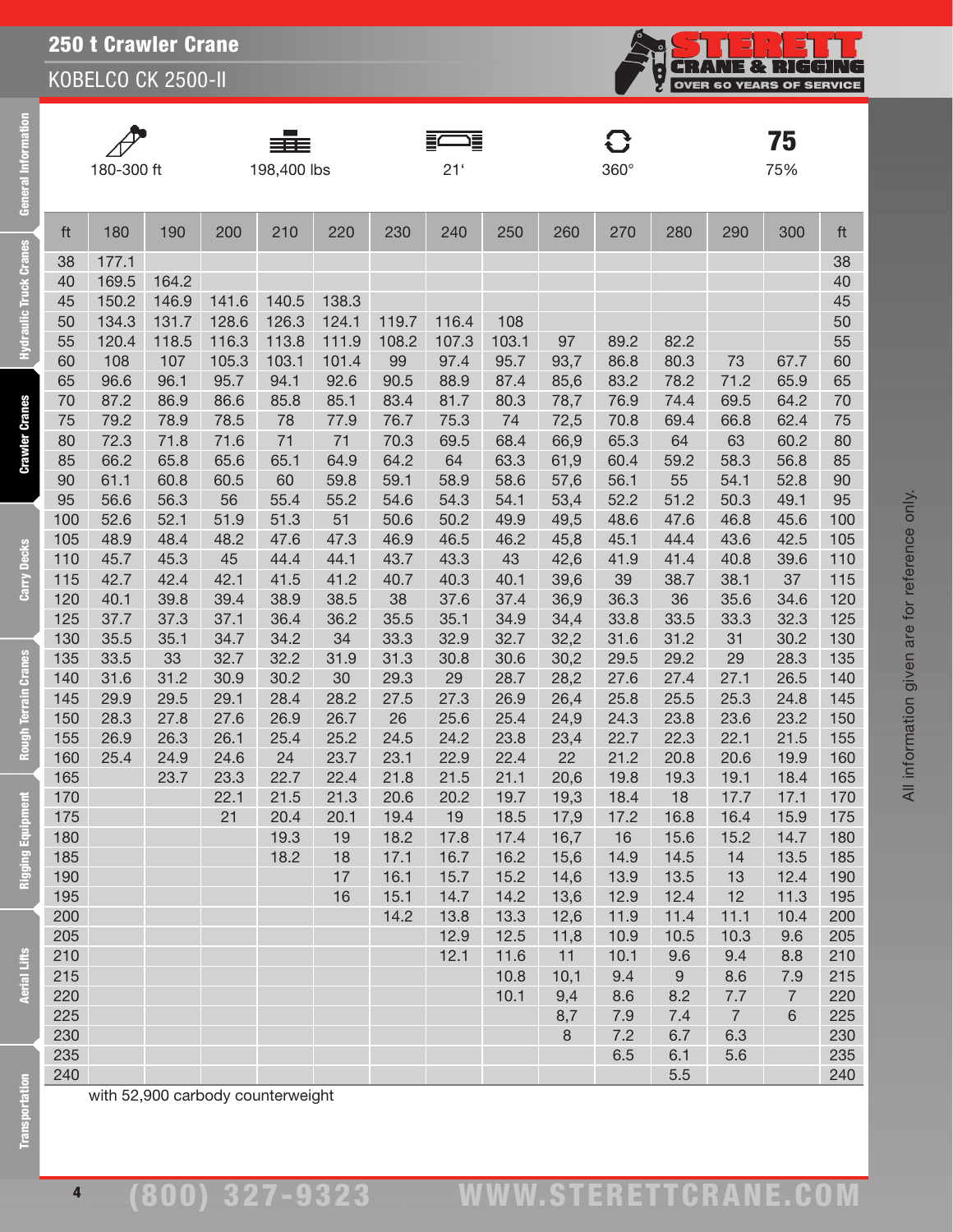# 250 t Crawler Crane

## KOBELCO CK 2500-II

| 180-300 ft | 198,400 lbs | 21' | 360° | 75% |
|---|---|---|---|---|

| ft | 180 | 190 | 200 | 210 | 220 | 230 | 240 | 250 | 260 | 270 | 280 | 290 | 300 | ft |
|---|---|---|---|---|---|---|---|---|---|---|---|---|---|---|
| 38 | 177.1 | | | | | | | | | | | | | 38 |
| 40 | 169.5 | 164.2 | | | | | | | | | | | | 40 |
| 45 | 150.2 | 146.9 | 141.6 | 140.5 | 138.3 | | | | | | | | | 45 |
| 50 | 134.3 | 131.7 | 128.6 | 126.3 | 124.1 | 119.7 | 116.4 | 108 | | | | | | 50 |
| 55 | 120.4 | 118.5 | 116.3 | 113.8 | 111.9 | 108.2 | 107.3 | 103.1 | 97 | 89.2 | 82.2 | | | 55 |
| 60 | 108 | 107 | 105.3 | 103.1 | 101.4 | 99 | 97.4 | 95.7 | 93,7 | 86.8 | 80.3 | 73 | 67.7 | 60 |
| 65 | 96.6 | 96.1 | 95.7 | 94.1 | 92.6 | 90.5 | 88.9 | 87.4 | 85,6 | 83.2 | 78.2 | 71.2 | 65.9 | 65 |
| 70 | 87.2 | 86.9 | 86.6 | 85.8 | 85.1 | 83.4 | 81.7 | 80.3 | 78,7 | 76.9 | 74.4 | 69.5 | 64.2 | 70 |
| 75 | 79.2 | 78.9 | 78.5 | 78 | 77.9 | 76.7 | 75.3 | 74 | 72,5 | 70.8 | 69.4 | 66.8 | 62.4 | 75 |
| 80 | 72.3 | 71.8 | 71.6 | 71 | 71 | 70.3 | 69.5 | 68.4 | 66,9 | 65.3 | 64 | 63 | 60.2 | 80 |
| 85 | 66.2 | 65.8 | 65.6 | 65.1 | 64.9 | 64.2 | 64 | 63.3 | 61,9 | 60.4 | 59.2 | 58.3 | 56.8 | 85 |
| 90 | 61.1 | 60.8 | 60.5 | 60 | 59.8 | 59.1 | 58.9 | 58.6 | 57,6 | 56.1 | 55 | 54.1 | 52.8 | 90 |
| 95 | 56.6 | 56.3 | 56 | 55.4 | 55.2 | 54.6 | 54.3 | 54.1 | 53,4 | 52.2 | 51.2 | 50.3 | 49.1 | 95 |
| 100 | 52.6 | 52.1 | 51.9 | 51.3 | 51 | 50.6 | 50.2 | 49.9 | 49,5 | 48.6 | 47.6 | 46.8 | 45.6 | 100 |
| 105 | 48.9 | 48.4 | 48.2 | 47.6 | 47.3 | 46.9 | 46.5 | 46.2 | 45,8 | 45.1 | 44.4 | 43.6 | 42.5 | 105 |
| 110 | 45.7 | 45.3 | 45 | 44.4 | 44.1 | 43.7 | 43.3 | 43 | 42,6 | 41.9 | 41.4 | 40.8 | 39.6 | 110 |
| 115 | 42.7 | 42.4 | 42.1 | 41.5 | 41.2 | 40.7 | 40.3 | 40.1 | 39,6 | 39 | 38.7 | 38.1 | 37 | 115 |
| 120 | 40.1 | 39.8 | 39.4 | 38.9 | 38.5 | 38 | 37.6 | 37.4 | 36,9 | 36.3 | 36 | 35.6 | 34.6 | 120 |
| 125 | 37.7 | 37.3 | 37.1 | 36.4 | 36.2 | 35.5 | 35.1 | 34.9 | 34,4 | 33.8 | 33.5 | 33.3 | 32.3 | 125 |
| 130 | 35.5 | 35.1 | 34.7 | 34.2 | 34 | 33.3 | 32.9 | 32.7 | 32,2 | 31.6 | 31.2 | 31 | 30.2 | 130 |
| 135 | 33.5 | 33 | 32.7 | 32.2 | 31.9 | 31.3 | 30.8 | 30.6 | 30,2 | 29.5 | 29.2 | 29 | 28.3 | 135 |
| 140 | 31.6 | 31.2 | 30.9 | 30.2 | 30 | 29.3 | 29 | 28.7 | 28,2 | 27.6 | 27.4 | 27.1 | 26.5 | 140 |
| 145 | 29.9 | 29.5 | 29.1 | 28.4 | 28.2 | 27.5 | 27.3 | 26.9 | 26,4 | 25.8 | 25.5 | 25.3 | 24.8 | 145 |
| 150 | 28.3 | 27.8 | 27.6 | 26.9 | 26.7 | 26 | 25.6 | 25.4 | 24,9 | 24.3 | 23.8 | 23.6 | 23.2 | 150 |
| 155 | 26.9 | 26.3 | 26.1 | 25.4 | 25.2 | 24.5 | 24.2 | 23.8 | 23,4 | 22.7 | 22.3 | 22.1 | 21.5 | 155 |
| 160 | 25.4 | 24.9 | 24.6 | 24 | 23.7 | 23.1 | 22.9 | 22.4 | 22 | 21.2 | 20.8 | 20.6 | 19.9 | 160 |
| 165 | | 23.7 | 23.3 | 22.7 | 22.4 | 21.8 | 21.5 | 21.1 | 20,6 | 19.8 | 19.3 | 19.1 | 18.4 | 165 |
| 170 | | | 22.1 | 21.5 | 21.3 | 20.6 | 20.2 | 19.7 | 19,3 | 18.4 | 18 | 17.7 | 17.1 | 170 |
| 175 | | | 21 | 20.4 | 20.1 | 19.4 | 19 | 18.5 | 17,9 | 17.2 | 16.8 | 16.4 | 15.9 | 175 |
| 180 | | | | 19.3 | 19 | 18.2 | 17.8 | 17.4 | 16,7 | 16 | 15.6 | 15.2 | 14.7 | 180 |
| 185 | | | | 18.2 | 18 | 17.1 | 16.7 | 16.2 | 15,6 | 14.9 | 14.5 | 14 | 13.5 | 185 |
| 190 | | | | | 17 | 16.1 | 15.7 | 15.2 | 14,6 | 13.9 | 13.5 | 13 | 12.4 | 190 |
| 195 | | | | | 16 | 15.1 | 14.7 | 14.2 | 13,6 | 12.9 | 12.4 | 12 | 11.3 | 195 |
| 200 | | | | | | 14.2 | 13.8 | 13.3 | 12,6 | 11.9 | 11.4 | 11.1 | 10.4 | 200 |
| 205 | | | | | | | 12.9 | 12.5 | 11,8 | 10.9 | 10.5 | 10.3 | 9.6 | 205 |
| 210 | | | | | | | 12.1 | 11.6 | 11 | 10.1 | 9.6 | 9.4 | 8.8 | 210 |
| 215 | | | | | | | | 10.8 | 10,1 | 9.4 | 9 | 8.6 | 7.9 | 215 |
| 220 | | | | | | | | 10.1 | 9,4 | 8.6 | 8.2 | 7.7 | 7 | 220 |
| 225 | | | | | | | | | 8,7 | 7.9 | 7.4 | 7 | 6 | 225 |
| 230 | | | | | | | | | 8 | 7.2 | 6.7 | 6.3 | | 230 |
| 235 | | | | | | | | | | 6.5 | 6.1 | 5.6 | | 235 |
| 240 | | | | | | | | | | | 5.5 | | | 240 |

with 52,900 carbody counterweight

All information given are for reference only.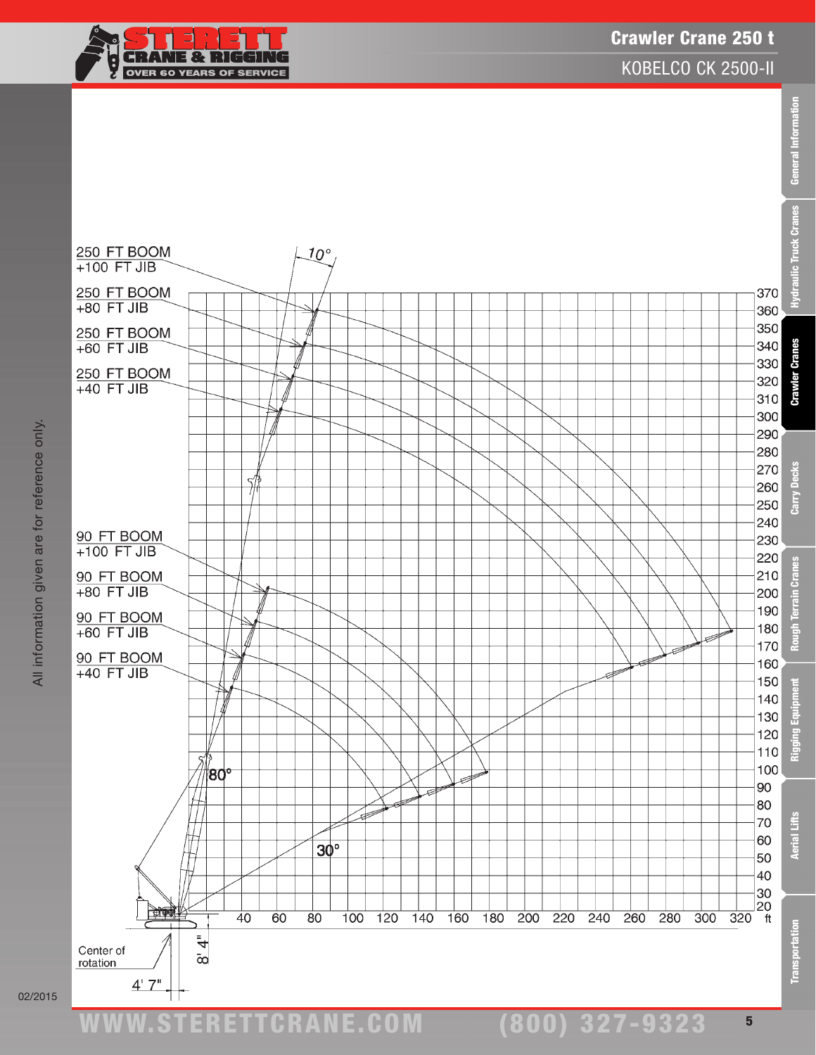# Crawler Crane 250 t

## KOBELCO CK 2500-II

250 FT BOOM +100 FT JIB

250 FT BOOM +80 FT JIB

250 FT BOOM +60 FT JIB

250 FT BOOM +40 FT JIB

90 FT BOOM +100 FT JIB

90 FT BOOM +80 FT JIB

90 FT BOOM +60 FT JIB

90 FT BOOM +40 FT JIB

10°

80°

30°

Center of rotation

8' 4"

4' 7"

Height (ft): 20, 30, 40, 50, 60, 70, 80, 90, 100, 110, 120, 130, 140, 150, 160, 170, 180, 190, 200, 210, 220, 230, 240, 250, 260, 270, 280, 290, 300, 310, 320, 330, 340, 350, 360, 370

Radius (ft): 40, 60, 80, 100, 120, 140, 160, 180, 200, 220, 240, 260, 280, 300, 320

All information given are for reference only.

02/2015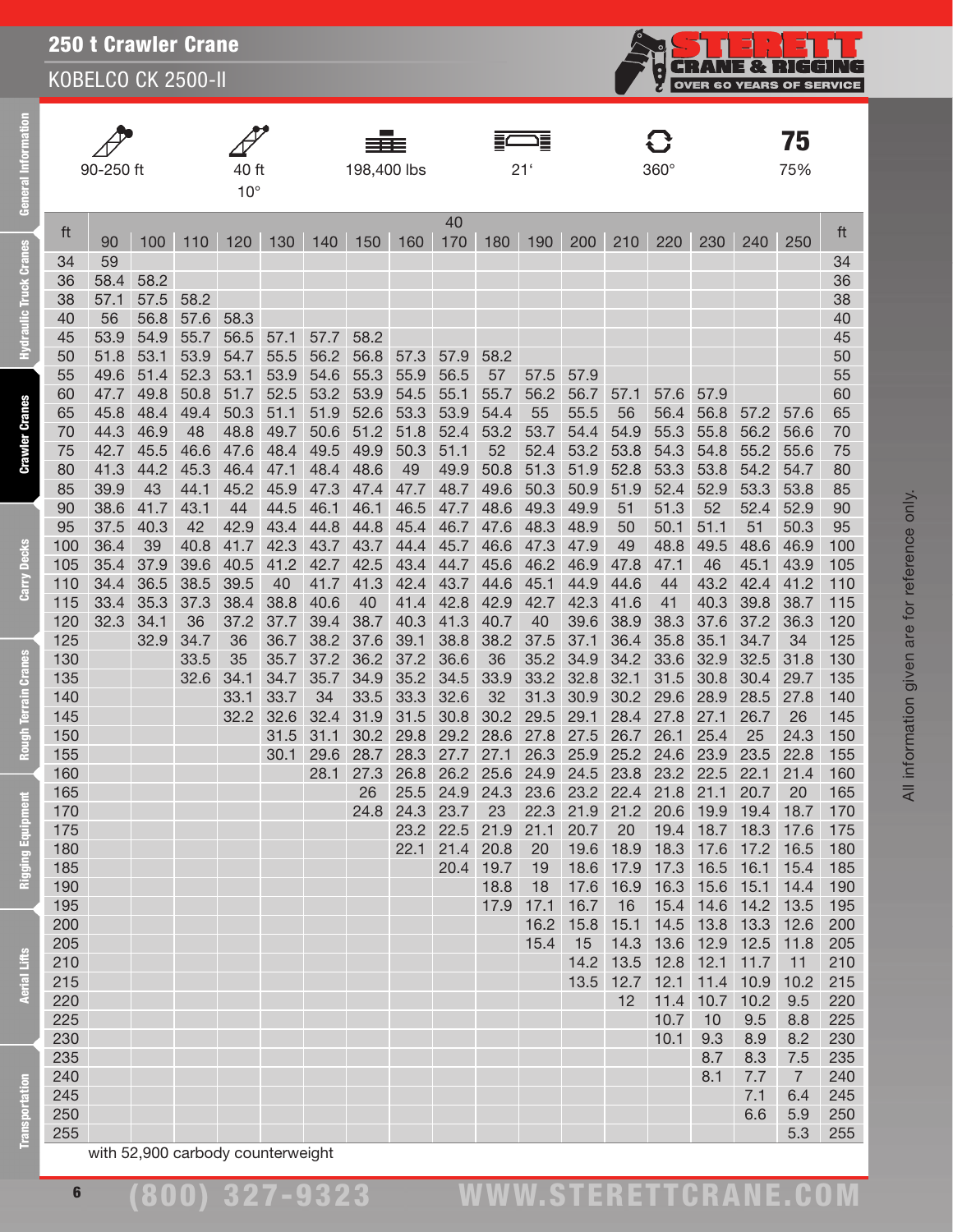## 250 t Crawler Crane

KOBELCO CK 2500-II

| 90-250 ft | 40 ft 10° | 198,400 lbs | 21' | 360° | 75 75% |
|---|---|---|---|---|---|

| ft | 90 | 100 | 110 | 120 | 130 | 140 | 150 | 160 | 170 | 180 | 190 | 200 | 210 | 220 | 230 | 240 | 250 | ft |
|---|---|---|---|---|---|---|---|---|---|---|---|---|---|---|---|---|---|---|
| | | | | | | | | | 40 | | | | | | | | | |
| 34 | 59 | | | | | | | | | | | | | | | | | 34 |
| 36 | 58.4 | 58.2 | | | | | | | | | | | | | | | | 36 |
| 38 | 57.1 | 57.5 | 58.2 | | | | | | | | | | | | | | | 38 |
| 40 | 56 | 56.8 | 57.6 | 58.3 | | | | | | | | | | | | | | 40 |
| 45 | 53.9 | 54.9 | 55.7 | 56.5 | 57.1 | 57.7 | 58.2 | | | | | | | | | | | 45 |
| 50 | 51.8 | 53.1 | 53.9 | 54.7 | 55.5 | 56.2 | 56.8 | 57.3 | 57.9 | 58.2 | | | | | | | | 50 |
| 55 | 49.6 | 51.4 | 52.3 | 53.1 | 53.9 | 54.6 | 55.3 | 55.9 | 56.5 | 57 | 57.5 | 57.9 | | | | | | 55 |
| 60 | 47.7 | 49.8 | 50.8 | 51.7 | 52.5 | 53.2 | 53.9 | 54.5 | 55.1 | 55.7 | 56.2 | 56.7 | 57.1 | 57.6 | 57.9 | | | 60 |
| 65 | 45.8 | 48.4 | 49.4 | 50.3 | 51.1 | 51.9 | 52.6 | 53.3 | 53.9 | 54.4 | 55 | 55.5 | 56 | 56.4 | 56.8 | 57.2 | 57.6 | 65 |
| 70 | 44.3 | 46.9 | 48 | 48.8 | 49.7 | 50.6 | 51.2 | 51.8 | 52.4 | 53.2 | 53.7 | 54.4 | 54.9 | 55.3 | 55.8 | 56.2 | 56.6 | 70 |
| 75 | 42.7 | 45.5 | 46.6 | 47.6 | 48.4 | 49.5 | 49.9 | 50.3 | 51.1 | 52 | 52.4 | 53.2 | 53.8 | 54.3 | 54.8 | 55.2 | 55.6 | 75 |
| 80 | 41.3 | 44.2 | 45.3 | 46.4 | 47.1 | 48.4 | 48.6 | 49 | 49.9 | 50.8 | 51.3 | 51.9 | 52.8 | 53.3 | 53.8 | 54.2 | 54.7 | 80 |
| 85 | 39.9 | 43 | 44.1 | 45.2 | 45.9 | 47.3 | 47.4 | 47.7 | 48.7 | 49.6 | 50.3 | 50.9 | 51.9 | 52.4 | 52.9 | 53.3 | 53.8 | 85 |
| 90 | 38.6 | 41.7 | 43.1 | 44 | 44.5 | 46.1 | 46.1 | 46.5 | 47.7 | 48.6 | 49.3 | 49.9 | 51 | 51.3 | 52 | 52.4 | 52.9 | 90 |
| 95 | 37.5 | 40.3 | 42 | 42.9 | 43.4 | 44.8 | 44.8 | 45.4 | 46.7 | 47.6 | 48.3 | 48.9 | 50 | 50.1 | 51.1 | 51 | 50.3 | 95 |
| 100 | 36.4 | 39 | 40.8 | 41.7 | 42.3 | 43.7 | 43.7 | 44.4 | 45.7 | 46.6 | 47.3 | 47.9 | 49 | 48.8 | 49.5 | 48.6 | 46.9 | 100 |
| 105 | 35.4 | 37.9 | 39.6 | 40.5 | 41.2 | 42.7 | 42.5 | 43.4 | 44.7 | 45.6 | 46.2 | 46.9 | 47.8 | 47.1 | 46 | 45.1 | 43.9 | 105 |
| 110 | 34.4 | 36.5 | 38.5 | 39.5 | 40 | 41.7 | 41.3 | 42.4 | 43.7 | 44.6 | 45.1 | 44.9 | 44.6 | 44 | 43.2 | 42.4 | 41.2 | 110 |
| 115 | 33.4 | 35.3 | 37.3 | 38.4 | 38.8 | 40.6 | 40 | 41.4 | 42.8 | 42.9 | 42.7 | 42.3 | 41.6 | 41 | 40.3 | 39.8 | 38.7 | 115 |
| 120 | 32.3 | 34.1 | 36 | 37.2 | 37.7 | 39.4 | 38.7 | 40.3 | 41.3 | 40.7 | 40 | 39.6 | 38.9 | 38.3 | 37.6 | 37.2 | 36.3 | 120 |
| 125 | | 32.9 | 34.7 | 36 | 36.7 | 38.2 | 37.6 | 39.1 | 38.8 | 38.2 | 37.5 | 37.1 | 36.4 | 35.8 | 35.1 | 34.7 | 34 | 125 |
| 130 | | | 33.5 | 35 | 35.7 | 37.2 | 36.2 | 37.2 | 36.6 | 36 | 35.2 | 34.9 | 34.2 | 33.6 | 32.9 | 32.5 | 31.8 | 130 |
| 135 | | | 32.6 | 34.1 | 34.7 | 35.7 | 34.9 | 35.2 | 34.5 | 33.9 | 33.2 | 32.8 | 32.1 | 31.5 | 30.8 | 30.4 | 29.7 | 135 |
| 140 | | | | 33.1 | 33.7 | 34 | 33.5 | 33.3 | 32.6 | 32 | 31.3 | 30.9 | 30.2 | 29.6 | 28.9 | 28.5 | 27.8 | 140 |
| 145 | | | | 32.2 | 32.6 | 32.4 | 31.9 | 31.5 | 30.8 | 30.2 | 29.5 | 29.1 | 28.4 | 27.8 | 27.1 | 26.7 | 26 | 145 |
| 150 | | | | | 31.5 | 31.1 | 30.2 | 29.8 | 29.2 | 28.6 | 27.8 | 27.5 | 26.7 | 26.1 | 25.4 | 25 | 24.3 | 150 |
| 155 | | | | | 30.1 | 29.6 | 28.7 | 28.3 | 27.7 | 27.1 | 26.3 | 25.9 | 25.2 | 24.6 | 23.9 | 23.5 | 22.8 | 155 |
| 160 | | | | | | 28.1 | 27.3 | 26.8 | 26.2 | 25.6 | 24.9 | 24.5 | 23.8 | 23.2 | 22.5 | 22.1 | 21.4 | 160 |
| 165 | | | | | | | 26 | 25.5 | 24.9 | 24.3 | 23.6 | 23.2 | 22.4 | 21.8 | 21.1 | 20.7 | 20 | 165 |
| 170 | | | | | | | 24.8 | 24.3 | 23.7 | 23 | 22.3 | 21.9 | 21.2 | 20.6 | 19.9 | 19.4 | 18.7 | 170 |
| 175 | | | | | | | | 23.2 | 22.5 | 21.9 | 21.1 | 20.7 | 20 | 19.4 | 18.7 | 18.3 | 17.6 | 175 |
| 180 | | | | | | | | 22.1 | 21.4 | 20.8 | 20 | 19.6 | 18.9 | 18.3 | 17.6 | 17.2 | 16.5 | 180 |
| 185 | | | | | | | | | 20.4 | 19.7 | 19 | 18.6 | 17.9 | 17.3 | 16.5 | 16.1 | 15.4 | 185 |
| 190 | | | | | | | | | | 18.8 | 18 | 17.6 | 16.9 | 16.3 | 15.6 | 15.1 | 14.4 | 190 |
| 195 | | | | | | | | | | 17.9 | 17.1 | 16.7 | 16 | 15.4 | 14.6 | 14.2 | 13.5 | 195 |
| 200 | | | | | | | | | | | 16.2 | 15.8 | 15.1 | 14.5 | 13.8 | 13.3 | 12.6 | 200 |
| 205 | | | | | | | | | | | 15.4 | 15 | 14.3 | 13.6 | 12.9 | 12.5 | 11.8 | 205 |
| 210 | | | | | | | | | | | | 14.2 | 13.5 | 12.8 | 12.1 | 11.7 | 11 | 210 |
| 215 | | | | | | | | | | | | 13.5 | 12.7 | 12.1 | 11.4 | 10.9 | 10.2 | 215 |
| 220 | | | | | | | | | | | | | 12 | 11.4 | 10.7 | 10.2 | 9.5 | 220 |
| 225 | | | | | | | | | | | | | | 10.7 | 10 | 9.5 | 8.8 | 225 |
| 230 | | | | | | | | | | | | | | 10.1 | 9.3 | 8.9 | 8.2 | 230 |
| 235 | | | | | | | | | | | | | | | 8.7 | 8.3 | 7.5 | 235 |
| 240 | | | | | | | | | | | | | | | 8.1 | 7.7 | 7 | 240 |
| 245 | | | | | | | | | | | | | | | | 7.1 | 6.4 | 245 |
| 250 | | | | | | | | | | | | | | | | 6.6 | 5.9 | 250 |
| 255 | | | | | | | | | | | | | | | | | 5.3 | 255 |

with 52,900 carbody counterweight

All information given are for reference only.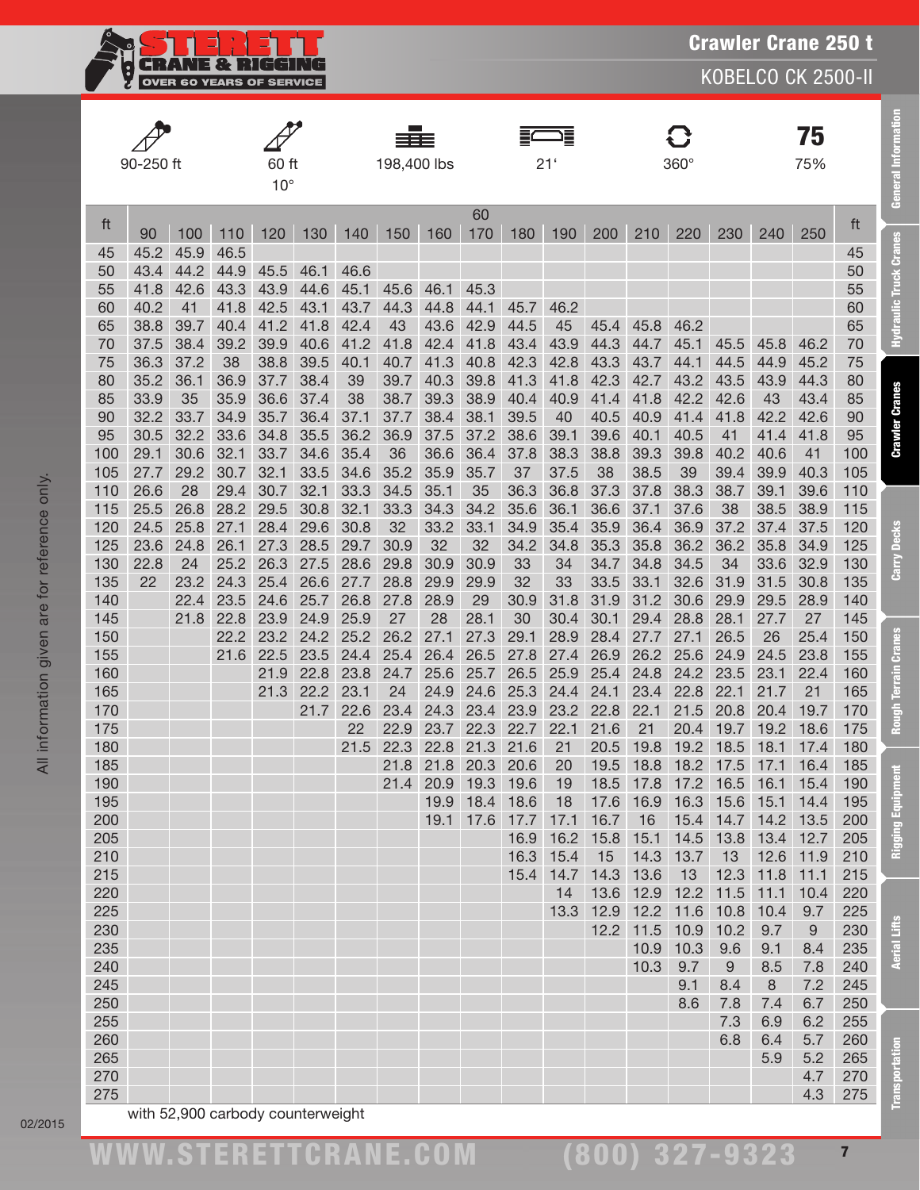# Crawler Crane 250 t

## KOBELCO CK 2500-II

| 90-250 ft | 60 ft 10° | 198,400 lbs | 21' | 360° | 75% |
|---|---|---|---|---|---|

| ft | 90 | 100 | 110 | 120 | 130 | 140 | 150 | 160 | 170 | 180 | 190 | 200 | 210 | 220 | 230 | 240 | 250 | ft |
|---|---|---|---|---|---|---|---|---|---|---|---|---|---|---|---|---|---|---|
| | | | | | | | | | 60 | | | | | | | | | |
| 45 | 45.2 | 45.9 | 46.5 | | | | | | | | | | | | | | | 45 |
| 50 | 43.4 | 44.2 | 44.9 | 45.5 | 46.1 | 46.6 | | | | | | | | | | | | 50 |
| 55 | 41.8 | 42.6 | 43.3 | 43.9 | 44.6 | 45.1 | 45.6 | 46.1 | 45.3 | | | | | | | | | 55 |
| 60 | 40.2 | 41 | 41.8 | 42.5 | 43.1 | 43.7 | 44.3 | 44.8 | 44.1 | 45.7 | 46.2 | | | | | | | 60 |
| 65 | 38.8 | 39.7 | 40.4 | 41.2 | 41.8 | 42.4 | 43 | 43.6 | 42.9 | 44.5 | 45 | 45.4 | 45.8 | 46.2 | | | | 65 |
| 70 | 37.5 | 38.4 | 39.2 | 39.9 | 40.6 | 41.2 | 41.8 | 42.4 | 41.8 | 43.4 | 43.9 | 44.3 | 44.7 | 45.1 | 45.5 | 45.8 | 46.2 | 70 |
| 75 | 36.3 | 37.2 | 38 | 38.8 | 39.5 | 40.1 | 40.7 | 41.3 | 40.8 | 42.3 | 42.8 | 43.3 | 43.7 | 44.1 | 44.5 | 44.9 | 45.2 | 75 |
| 80 | 35.2 | 36.1 | 36.9 | 37.7 | 38.4 | 39 | 39.7 | 40.3 | 39.8 | 41.3 | 41.8 | 42.3 | 42.7 | 43.2 | 43.5 | 43.9 | 44.3 | 80 |
| 85 | 33.9 | 35 | 35.9 | 36.6 | 37.4 | 38 | 38.7 | 39.3 | 38.9 | 40.4 | 40.9 | 41.4 | 41.8 | 42.2 | 42.6 | 43 | 43.4 | 85 |
| 90 | 32.2 | 33.7 | 34.9 | 35.7 | 36.4 | 37.1 | 37.7 | 38.4 | 38.1 | 39.5 | 40 | 40.5 | 40.9 | 41.4 | 41.8 | 42.2 | 42.6 | 90 |
| 95 | 30.5 | 32.2 | 33.6 | 34.8 | 35.5 | 36.2 | 36.9 | 37.5 | 37.2 | 38.6 | 39.1 | 39.6 | 40.1 | 40.5 | 41 | 41.4 | 41.8 | 95 |
| 100 | 29.1 | 30.6 | 32.1 | 33.7 | 34.6 | 35.4 | 36 | 36.6 | 36.4 | 37.8 | 38.3 | 38.8 | 39.3 | 39.8 | 40.2 | 40.6 | 41 | 100 |
| 105 | 27.7 | 29.2 | 30.7 | 32.1 | 33.5 | 34.6 | 35.2 | 35.9 | 35.7 | 37 | 37.5 | 38 | 38.5 | 39 | 39.4 | 39.9 | 40.3 | 105 |
| 110 | 26.6 | 28 | 29.4 | 30.7 | 32.1 | 33.3 | 34.5 | 35.1 | 35 | 36.3 | 36.8 | 37.3 | 37.8 | 38.3 | 38.7 | 39.1 | 39.6 | 110 |
| 115 | 25.5 | 26.8 | 28.2 | 29.5 | 30.8 | 32.1 | 33.3 | 34.3 | 34.2 | 35.6 | 36.1 | 36.6 | 37.1 | 37.6 | 38 | 38.5 | 38.9 | 115 |
| 120 | 24.5 | 25.8 | 27.1 | 28.4 | 29.6 | 30.8 | 32 | 33.2 | 33.1 | 34.9 | 35.4 | 35.9 | 36.4 | 36.9 | 37.2 | 37.4 | 37.5 | 120 |
| 125 | 23.6 | 24.8 | 26.1 | 27.3 | 28.5 | 29.7 | 30.9 | 32 | 32 | 34.2 | 34.8 | 35.3 | 35.8 | 36.2 | 36.2 | 35.8 | 34.9 | 125 |
| 130 | 22.8 | 24 | 25.2 | 26.3 | 27.5 | 28.6 | 29.8 | 30.9 | 30.9 | 33 | 34 | 34.7 | 34.8 | 34.5 | 34 | 33.6 | 32.9 | 130 |
| 135 | 22 | 23.2 | 24.3 | 25.4 | 26.6 | 27.7 | 28.8 | 29.9 | 29.9 | 32 | 33 | 33.5 | 33.1 | 32.6 | 31.9 | 31.5 | 30.8 | 135 |
| 140 | | 22.4 | 23.5 | 24.6 | 25.7 | 26.8 | 27.8 | 28.9 | 29 | 30.9 | 31.8 | 31.9 | 31.2 | 30.6 | 29.9 | 29.5 | 28.9 | 140 |
| 145 | | 21.8 | 22.8 | 23.9 | 24.9 | 25.9 | 27 | 28 | 28.1 | 30 | 30.4 | 30.1 | 29.4 | 28.8 | 28.1 | 27.7 | 27 | 145 |
| 150 | | | 22.2 | 23.2 | 24.2 | 25.2 | 26.2 | 27.1 | 27.3 | 29.1 | 28.9 | 28.4 | 27.7 | 27.1 | 26.5 | 26 | 25.4 | 150 |
| 155 | | | 21.6 | 22.5 | 23.5 | 24.4 | 25.4 | 26.4 | 26.5 | 27.8 | 27.4 | 26.9 | 26.2 | 25.6 | 24.9 | 24.5 | 23.8 | 155 |
| 160 | | | | 21.9 | 22.8 | 23.8 | 24.7 | 25.6 | 25.7 | 26.5 | 25.9 | 25.4 | 24.8 | 24.2 | 23.5 | 23.1 | 22.4 | 160 |
| 165 | | | | 21.3 | 22.2 | 23.1 | 24 | 24.9 | 24.6 | 25.3 | 24.4 | 24.1 | 23.4 | 22.8 | 22.1 | 21.7 | 21 | 165 |
| 170 | | | | | 21.7 | 22.6 | 23.4 | 24.3 | 23.4 | 23.9 | 23.2 | 22.8 | 22.1 | 21.5 | 20.8 | 20.4 | 19.7 | 170 |
| 175 | | | | | | 22 | 22.9 | 23.7 | 22.3 | 22.7 | 22.1 | 21.6 | 21 | 20.4 | 19.7 | 19.2 | 18.6 | 175 |
| 180 | | | | | | 21.5 | 22.3 | 22.8 | 21.3 | 21.6 | 21 | 20.5 | 19.8 | 19.2 | 18.5 | 18.1 | 17.4 | 180 |
| 185 | | | | | | | 21.8 | 21.8 | 20.3 | 20.6 | 20 | 19.5 | 18.8 | 18.2 | 17.5 | 17.1 | 16.4 | 185 |
| 190 | | | | | | | 21.4 | 20.9 | 19.3 | 19.6 | 19 | 18.5 | 17.8 | 17.2 | 16.5 | 16.1 | 15.4 | 190 |
| 195 | | | | | | | | 19.9 | 18.4 | 18.6 | 18 | 17.6 | 16.9 | 16.3 | 15.6 | 15.1 | 14.4 | 195 |
| 200 | | | | | | | | 19.1 | 17.6 | 17.7 | 17.1 | 16.7 | 16 | 15.4 | 14.7 | 14.2 | 13.5 | 200 |
| 205 | | | | | | | | | | 16.9 | 16.2 | 15.8 | 15.1 | 14.5 | 13.8 | 13.4 | 12.7 | 205 |
| 210 | | | | | | | | | | 16.3 | 15.4 | 15 | 14.3 | 13.7 | 13 | 12.6 | 11.9 | 210 |
| 215 | | | | | | | | | | 15.4 | 14.7 | 14.3 | 13.6 | 13 | 12.3 | 11.8 | 11.1 | 215 |
| 220 | | | | | | | | | | | 14 | 13.6 | 12.9 | 12.2 | 11.5 | 11.1 | 10.4 | 220 |
| 225 | | | | | | | | | | | 13.3 | 12.9 | 12.2 | 11.6 | 10.8 | 10.4 | 9.7 | 225 |
| 230 | | | | | | | | | | | | 12.2 | 11.5 | 10.9 | 10.2 | 9.7 | 9 | 230 |
| 235 | | | | | | | | | | | | | 10.9 | 10.3 | 9.6 | 9.1 | 8.4 | 235 |
| 240 | | | | | | | | | | | | | 10.3 | 9.7 | 9 | 8.5 | 7.8 | 240 |
| 245 | | | | | | | | | | | | | | 9.1 | 8.4 | 8 | 7.2 | 245 |
| 250 | | | | | | | | | | | | | | 8.6 | 7.8 | 7.4 | 6.7 | 250 |
| 255 | | | | | | | | | | | | | | | 7.3 | 6.9 | 6.2 | 255 |
| 260 | | | | | | | | | | | | | | | 6.8 | 6.4 | 5.7 | 260 |
| 265 | | | | | | | | | | | | | | | | 5.9 | 5.2 | 265 |
| 270 | | | | | | | | | | | | | | | | | 4.7 | 270 |
| 275 | | | | | | | | | | | | | | | | | 4.3 | 275 |

with 52,900 carbody counterweight

All information given are for reference only.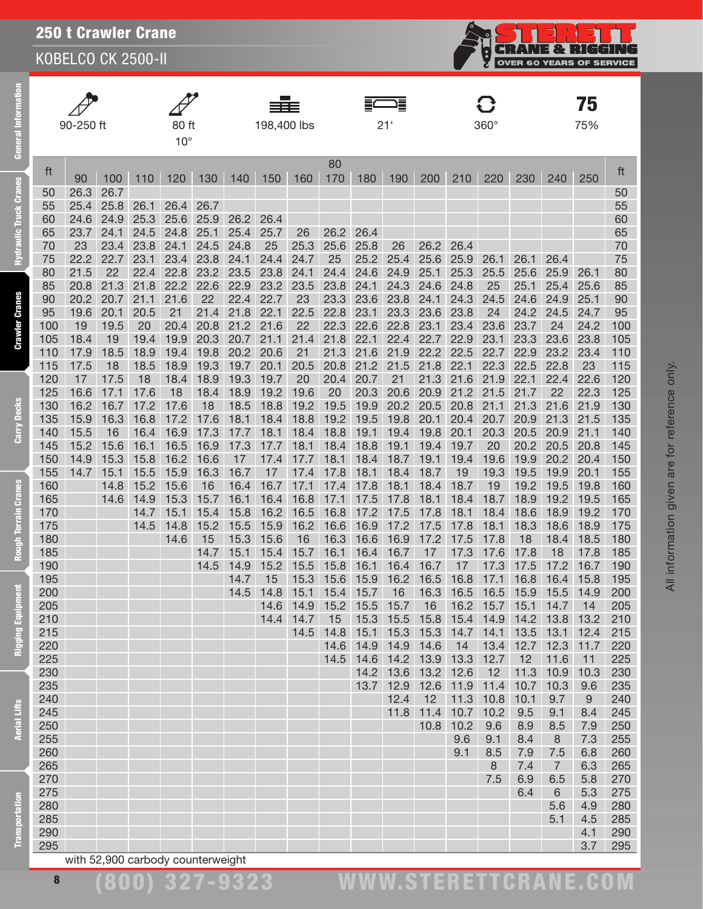# 250 t Crawler Crane

## KOBELCO CK 2500-II

| 90-250 ft | 80 ft 10° | 198,400 lbs | 21' | 360° | 75 75% |
|---|---|---|---|---|---|

| ft | | | | | | | | | 80 | | | | | | | | | ft |
|---|---|---|---|---|---|---|---|---|---|---|---|---|---|---|---|---|---|---|
| | 90 | 100 | 110 | 120 | 130 | 140 | 150 | 160 | 170 | 180 | 190 | 200 | 210 | 220 | 230 | 240 | 250 | |
| 50 | 26.3 | 26.7 | | | | | | | | | | | | | | | | 50 |
| 55 | 25.4 | 25.8 | 26.1 | 26.4 | 26.7 | | | | | | | | | | | | | 55 |
| 60 | 24.6 | 24.9 | 25.3 | 25.6 | 25.9 | 26.2 | 26.4 | | | | | | | | | | | 60 |
| 65 | 23.7 | 24.1 | 24.5 | 24.8 | 25.1 | 25.4 | 25.7 | 26 | 26.2 | 26.4 | | | | | | | | 65 |
| 70 | 23 | 23.4 | 23.8 | 24.1 | 24.5 | 24.8 | 25 | 25.3 | 25.6 | 25.8 | 26 | 26.2 | 26.4 | | | | | 70 |
| 75 | 22.2 | 22.7 | 23.1 | 23.4 | 23.8 | 24.1 | 24.4 | 24.7 | 25 | 25.2 | 25.4 | 25.6 | 25.9 | 26.1 | 26.1 | 26.4 | | 75 |
| 80 | 21.5 | 22 | 22.4 | 22.8 | 23.2 | 23.5 | 23.8 | 24.1 | 24.4 | 24.6 | 24.9 | 25.1 | 25.3 | 25.5 | 25.6 | 25.9 | 26.1 | 80 |
| 85 | 20.8 | 21.3 | 21.8 | 22.2 | 22.6 | 22.9 | 23.2 | 23.5 | 23.8 | 24.1 | 24.3 | 24.6 | 24.8 | 25 | 25.1 | 25.4 | 25.6 | 85 |
| 90 | 20.2 | 20.7 | 21.1 | 21.6 | 22 | 22.4 | 22.7 | 23 | 23.3 | 23.6 | 23.8 | 24.1 | 24.3 | 24.5 | 24.6 | 24.9 | 25.1 | 90 |
| 95 | 19.6 | 20.1 | 20.5 | 21 | 21.4 | 21.8 | 22.1 | 22.5 | 22.8 | 23.1 | 23.3 | 23.6 | 23.8 | 24 | 24.2 | 24.5 | 24.7 | 95 |
| 100 | 19 | 19.5 | 20 | 20.4 | 20.8 | 21.2 | 21.6 | 22 | 22.3 | 22.6 | 22.8 | 23.1 | 23.4 | 23.6 | 23.7 | 24 | 24.2 | 100 |
| 105 | 18.4 | 19 | 19.4 | 19.9 | 20.3 | 20.7 | 21.1 | 21.4 | 21.8 | 22.1 | 22.4 | 22.7 | 22.9 | 23.1 | 23.3 | 23.6 | 23.8 | 105 |
| 110 | 17.9 | 18.5 | 18.9 | 19.4 | 19.8 | 20.2 | 20.6 | 21 | 21.3 | 21.6 | 21.9 | 22.2 | 22.5 | 22.7 | 22.9 | 23.2 | 23.4 | 110 |
| 115 | 17.5 | 18 | 18.5 | 18.9 | 19.3 | 19.7 | 20.1 | 20.5 | 20.8 | 21.2 | 21.5 | 21.8 | 22.1 | 22.3 | 22.5 | 22.8 | 23 | 115 |
| 120 | 17 | 17.5 | 18 | 18.4 | 18.9 | 19.3 | 19.7 | 20 | 20.4 | 20.7 | 21 | 21.3 | 21.6 | 21.9 | 22.1 | 22.4 | 22.6 | 120 |
| 125 | 16.6 | 17.1 | 17.6 | 18 | 18.4 | 18.9 | 19.2 | 19.6 | 20 | 20.3 | 20.6 | 20.9 | 21.2 | 21.5 | 21.7 | 22 | 22.3 | 125 |
| 130 | 16.2 | 16.7 | 17.2 | 17.6 | 18 | 18.5 | 18.8 | 19.2 | 19.5 | 19.9 | 20.2 | 20.5 | 20.8 | 21.1 | 21.3 | 21.6 | 21.9 | 130 |
| 135 | 15.9 | 16.3 | 16.8 | 17.2 | 17.6 | 18.1 | 18.4 | 18.8 | 19.2 | 19.5 | 19.8 | 20.1 | 20.4 | 20.7 | 20.9 | 21.3 | 21.5 | 135 |
| 140 | 15.5 | 16 | 16.4 | 16.9 | 17.3 | 17.7 | 18.1 | 18.4 | 18.8 | 19.1 | 19.4 | 19.8 | 20.1 | 20.3 | 20.5 | 20.9 | 21.1 | 140 |
| 145 | 15.2 | 15.6 | 16.1 | 16.5 | 16.9 | 17.3 | 17.7 | 18.1 | 18.4 | 18.8 | 19.1 | 19.4 | 19.7 | 20 | 20.2 | 20.5 | 20.8 | 145 |
| 150 | 14.9 | 15.3 | 15.8 | 16.2 | 16.6 | 17 | 17.4 | 17.7 | 18.1 | 18.4 | 18.7 | 19.1 | 19.4 | 19.6 | 19.9 | 20.2 | 20.4 | 150 |
| 155 | 14.7 | 15.1 | 15.5 | 15.9 | 16.3 | 16.7 | 17 | 17.4 | 17.8 | 18.1 | 18.4 | 18.7 | 19 | 19.3 | 19.5 | 19.9 | 20.1 | 155 |
| 160 | | 14.8 | 15.2 | 15.6 | 16 | 16.4 | 16.7 | 17.1 | 17.4 | 17.8 | 18.1 | 18.4 | 18.7 | 19 | 19.2 | 19.5 | 19.8 | 160 |
| 165 | | 14.6 | 14.9 | 15.3 | 15.7 | 16.1 | 16.4 | 16.8 | 17.1 | 17.5 | 17.8 | 18.1 | 18.4 | 18.7 | 18.9 | 19.2 | 19.5 | 165 |
| 170 | | | 14.7 | 15.1 | 15.4 | 15.8 | 16.2 | 16.5 | 16.8 | 17.2 | 17.5 | 17.8 | 18.1 | 18.4 | 18.6 | 18.9 | 19.2 | 170 |
| 175 | | | 14.5 | 14.8 | 15.2 | 15.5 | 15.9 | 16.2 | 16.6 | 16.9 | 17.2 | 17.5 | 17.8 | 18.1 | 18.3 | 18.6 | 18.9 | 175 |
| 180 | | | | 14.6 | 15 | 15.3 | 15.6 | 16 | 16.3 | 16.6 | 16.9 | 17.2 | 17.5 | 17.8 | 18 | 18.4 | 18.5 | 180 |
| 185 | | | | | 14.7 | 15.1 | 15.4 | 15.7 | 16.1 | 16.4 | 16.7 | 17 | 17.3 | 17.6 | 17.8 | 18 | 17.8 | 185 |
| 190 | | | | | 14.5 | 14.9 | 15.2 | 15.5 | 15.8 | 16.1 | 16.4 | 16.7 | 17 | 17.3 | 17.5 | 17.2 | 16.7 | 190 |
| 195 | | | | | | 14.7 | 15 | 15.3 | 15.6 | 15.9 | 16.2 | 16.5 | 16.8 | 17.1 | 16.8 | 16.4 | 15.8 | 195 |
| 200 | | | | | | 14.5 | 14.8 | 15.1 | 15.4 | 15.7 | 16 | 16.3 | 16.5 | 16.5 | 15.9 | 15.5 | 14.9 | 200 |
| 205 | | | | | | | 14.6 | 14.9 | 15.2 | 15.5 | 15.7 | 16 | 16.2 | 15.7 | 15.1 | 14.7 | 14 | 205 |
| 210 | | | | | | | 14.4 | 14.7 | 15 | 15.3 | 15.5 | 15.8 | 15.4 | 14.9 | 14.2 | 13.8 | 13.2 | 210 |
| 215 | | | | | | | | 14.5 | 14.8 | 15.1 | 15.3 | 15.3 | 14.7 | 14.1 | 13.5 | 13.1 | 12.4 | 215 |
| 220 | | | | | | | | | 14.6 | 14.9 | 14.9 | 14.6 | 14 | 13.4 | 12.7 | 12.3 | 11.7 | 220 |
| 225 | | | | | | | | | 14.5 | 14.6 | 14.2 | 13.9 | 13.3 | 12.7 | 12 | 11.6 | 11 | 225 |
| 230 | | | | | | | | | | 14.2 | 13.6 | 13.2 | 12.6 | 12 | 11.3 | 10.9 | 10.3 | 230 |
| 235 | | | | | | | | | | 13.7 | 12.9 | 12.6 | 11.9 | 11.4 | 10.7 | 10.3 | 9.6 | 235 |
| 240 | | | | | | | | | | | 12.4 | 12 | 11.3 | 10.8 | 10.1 | 9.7 | 9 | 240 |
| 245 | | | | | | | | | | | 11.8 | 11.4 | 10.7 | 10.2 | 9.5 | 9.1 | 8.4 | 245 |
| 250 | | | | | | | | | | | | 10.8 | 10.2 | 9.6 | 8.9 | 8.5 | 7.9 | 250 |
| 255 | | | | | | | | | | | | | 9.6 | 9.1 | 8.4 | 8 | 7.3 | 255 |
| 260 | | | | | | | | | | | | | 9.1 | 8.5 | 7.9 | 7.5 | 6.8 | 260 |
| 265 | | | | | | | | | | | | | | 8 | 7.4 | 7 | 6.3 | 265 |
| 270 | | | | | | | | | | | | | | 7.5 | 6.9 | 6.5 | 5.8 | 270 |
| 275 | | | | | | | | | | | | | | | 6.4 | 6 | 5.3 | 275 |
| 280 | | | | | | | | | | | | | | | | 5.6 | 4.9 | 280 |
| 285 | | | | | | | | | | | | | | | | 5.1 | 4.5 | 285 |
| 290 | | | | | | | | | | | | | | | | | 4.1 | 290 |
| 295 | | | | | | | | | | | | | | | | | 3.7 | 295 |

with 52,900 carbody counterweight

All information given are for reference only.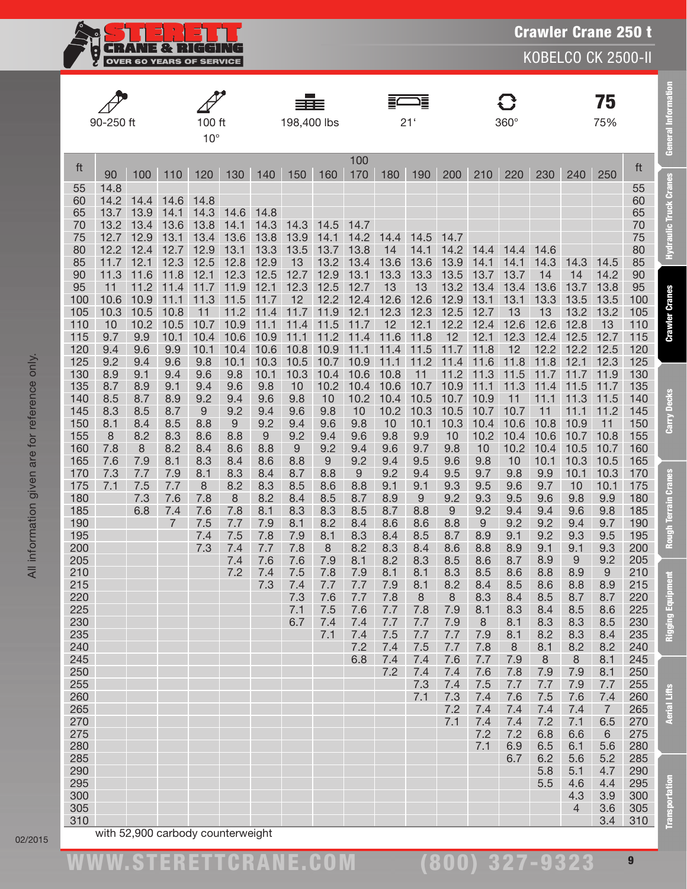# Crawler Crane 250 t

## KOBELCO CK 2500-II

| 90-250 ft | 100 ft 10° | 198,400 lbs | 21' | 360° | 75% |
|---|---|---|---|---|---|

| ft | 100 | | | | | | | | | | | | | | | | | ft |
|---|---|---|---|---|---|---|---|---|---|---|---|---|---|---|---|---|---|---|
| | 90 | 100 | 110 | 120 | 130 | 140 | 150 | 160 | 170 | 180 | 190 | 200 | 210 | 220 | 230 | 240 | 250 | |
| 55 | 14.8 | | | | | | | | | | | | | | | | | 55 |
| 60 | 14.2 | 14.4 | 14.6 | 14.8 | | | | | | | | | | | | | | 60 |
| 65 | 13.7 | 13.9 | 14.1 | 14.3 | 14.6 | 14.8 | | | | | | | | | | | | 65 |
| 70 | 13.2 | 13.4 | 13.6 | 13.8 | 14.1 | 14.3 | 14.3 | 14.5 | 14.7 | | | | | | | | | 70 |
| 75 | 12.7 | 12.9 | 13.1 | 13.4 | 13.6 | 13.8 | 13.9 | 14.1 | 14.2 | 14.4 | 14.5 | 14.7 | | | | | | 75 |
| 80 | 12.2 | 12.4 | 12.7 | 12.9 | 13.1 | 13.3 | 13.5 | 13.7 | 13.8 | 14 | 14.1 | 14.2 | 14.4 | 14.4 | 14.6 | | | 80 |
| 85 | 11.7 | 12.1 | 12.3 | 12.5 | 12.8 | 12.9 | 13 | 13.2 | 13.4 | 13.6 | 13.6 | 13.9 | 14.1 | 14.1 | 14.3 | 14.3 | 14.5 | 85 |
| 90 | 11.3 | 11.6 | 11.8 | 12.1 | 12.3 | 12.5 | 12.7 | 12.9 | 13.1 | 13.3 | 13.3 | 13.5 | 13.7 | 13.7 | 14 | 14 | 14.2 | 90 |
| 95 | 11 | 11.2 | 11.4 | 11.7 | 11.9 | 12.1 | 12.3 | 12.5 | 12.7 | 13 | 13 | 13.2 | 13.4 | 13.4 | 13.6 | 13.7 | 13.8 | 95 |
| 100 | 10.6 | 10.9 | 11.1 | 11.3 | 11.5 | 11.7 | 12 | 12.2 | 12.4 | 12.6 | 12.6 | 12.9 | 13.1 | 13.1 | 13.3 | 13.5 | 13.5 | 100 |
| 105 | 10.3 | 10.5 | 10.8 | 11 | 11.2 | 11.4 | 11.7 | 11.9 | 12.1 | 12.3 | 12.3 | 12.5 | 12.7 | 13 | 13 | 13.2 | 13.2 | 105 |
| 110 | 10 | 10.2 | 10.5 | 10.7 | 10.9 | 11.1 | 11.4 | 11.5 | 11.7 | 12 | 12.1 | 12.2 | 12.4 | 12.6 | 12.6 | 12.8 | 13 | 110 |
| 115 | 9.7 | 9.9 | 10.1 | 10.4 | 10.6 | 10.9 | 11.1 | 11.2 | 11.4 | 11.6 | 11.8 | 12 | 12.1 | 12.3 | 12.4 | 12.5 | 12.7 | 115 |
| 120 | 9.4 | 9.6 | 9.9 | 10.1 | 10.4 | 10.6 | 10.8 | 10.9 | 11.1 | 11.4 | 11.5 | 11.7 | 11.8 | 12 | 12.2 | 12.2 | 12.5 | 120 |
| 125 | 9.2 | 9.4 | 9.6 | 9.8 | 10.1 | 10.3 | 10.5 | 10.7 | 10.9 | 11.1 | 11.2 | 11.4 | 11.6 | 11.8 | 11.8 | 12.1 | 12.3 | 125 |
| 130 | 8.9 | 9.1 | 9.4 | 9.6 | 9.8 | 10.1 | 10.3 | 10.4 | 10.6 | 10.8 | 11 | 11.2 | 11.3 | 11.5 | 11.7 | 11.7 | 11.9 | 130 |
| 135 | 8.7 | 8.9 | 9.1 | 9.4 | 9.6 | 9.8 | 10 | 10.2 | 10.4 | 10.6 | 10.7 | 10.9 | 11.1 | 11.3 | 11.4 | 11.5 | 11.7 | 135 |
| 140 | 8.5 | 8.7 | 8.9 | 9.2 | 9.4 | 9.6 | 9.8 | 10 | 10.2 | 10.4 | 10.5 | 10.7 | 10.9 | 11 | 11.1 | 11.3 | 11.5 | 140 |
| 145 | 8.3 | 8.5 | 8.7 | 9 | 9.2 | 9.4 | 9.6 | 9.8 | 10 | 10.2 | 10.3 | 10.5 | 10.7 | 10.7 | 11 | 11.1 | 11.2 | 145 |
| 150 | 8.1 | 8.4 | 8.5 | 8.8 | 9 | 9.2 | 9.4 | 9.6 | 9.8 | 10 | 10.1 | 10.3 | 10.4 | 10.6 | 10.8 | 10.9 | 11 | 150 |
| 155 | 8 | 8.2 | 8.3 | 8.6 | 8.8 | 9 | 9.2 | 9.4 | 9.6 | 9.8 | 9.9 | 10 | 10.2 | 10.4 | 10.6 | 10.7 | 10.8 | 155 |
| 160 | 7.8 | 8 | 8.2 | 8.4 | 8.6 | 8.8 | 9 | 9.2 | 9.4 | 9.6 | 9.7 | 9.8 | 10 | 10.2 | 10.4 | 10.5 | 10.7 | 160 |
| 165 | 7.6 | 7.9 | 8.1 | 8.3 | 8.4 | 8.6 | 8.8 | 9 | 9.2 | 9.4 | 9.5 | 9.6 | 9.8 | 10 | 10.1 | 10.3 | 10.5 | 165 |
| 170 | 7.3 | 7.7 | 7.9 | 8.1 | 8.3 | 8.4 | 8.7 | 8.8 | 9 | 9.2 | 9.4 | 9.5 | 9.7 | 9.8 | 9.9 | 10.1 | 10.3 | 170 |
| 175 | 7.1 | 7.5 | 7.7 | 8 | 8.2 | 8.3 | 8.5 | 8.6 | 8.8 | 9.1 | 9.1 | 9.3 | 9.5 | 9.6 | 9.7 | 10 | 10.1 | 175 |
| 180 | | 7.3 | 7.6 | 7.8 | 8 | 8.2 | 8.4 | 8.5 | 8.7 | 8.9 | 9 | 9.2 | 9.3 | 9.5 | 9.6 | 9.8 | 9.9 | 180 |
| 185 | | 6.8 | 7.4 | 7.6 | 7.8 | 8.1 | 8.3 | 8.3 | 8.5 | 8.7 | 8.8 | 9 | 9.2 | 9.4 | 9.4 | 9.6 | 9.8 | 185 |
| 190 | | | 7 | 7.5 | 7.7 | 7.9 | 8.1 | 8.2 | 8.4 | 8.6 | 8.6 | 8.8 | 9 | 9.2 | 9.2 | 9.4 | 9.7 | 190 |
| 195 | | | | 7.4 | 7.5 | 7.8 | 7.9 | 8.1 | 8.3 | 8.4 | 8.5 | 8.7 | 8.9 | 9.1 | 9.2 | 9.3 | 9.5 | 195 |
| 200 | | | | 7.3 | 7.4 | 7.7 | 7.8 | 8 | 8.2 | 8.3 | 8.4 | 8.6 | 8.8 | 8.9 | 9.1 | 9.1 | 9.3 | 200 |
| 205 | | | | | 7.4 | 7.6 | 7.6 | 7.9 | 8.1 | 8.2 | 8.3 | 8.5 | 8.6 | 8.7 | 8.9 | 9 | 9.2 | 205 |
| 210 | | | | | 7.2 | 7.4 | 7.5 | 7.8 | 7.9 | 8.1 | 8.1 | 8.3 | 8.5 | 8.6 | 8.8 | 8.9 | 9 | 210 |
| 215 | | | | | | 7.3 | 7.4 | 7.7 | 7.7 | 7.9 | 8.1 | 8.2 | 8.4 | 8.5 | 8.6 | 8.8 | 8.9 | 215 |
| 220 | | | | | | | 7.3 | 7.6 | 7.7 | 7.8 | 8 | 8 | 8.3 | 8.4 | 8.5 | 8.7 | 8.7 | 220 |
| 225 | | | | | | | 7.1 | 7.5 | 7.6 | 7.7 | 7.8 | 7.9 | 8.1 | 8.3 | 8.4 | 8.5 | 8.6 | 225 |
| 230 | | | | | | | 6.7 | 7.4 | 7.4 | 7.7 | 7.7 | 7.9 | 8 | 8.1 | 8.3 | 8.3 | 8.5 | 230 |
| 235 | | | | | | | | 7.1 | 7.4 | 7.5 | 7.7 | 7.7 | 7.9 | 8.1 | 8.2 | 8.3 | 8.4 | 235 |
| 240 | | | | | | | | | 7.2 | 7.4 | 7.5 | 7.7 | 7.8 | 8 | 8.1 | 8.2 | 8.2 | 240 |
| 245 | | | | | | | | | 6.8 | 7.4 | 7.4 | 7.6 | 7.7 | 7.9 | 8 | 8 | 8.1 | 245 |
| 250 | | | | | | | | | | 7.2 | 7.4 | 7.4 | 7.6 | 7.8 | 7.9 | 7.9 | 8.1 | 250 |
| 255 | | | | | | | | | | | 7.3 | 7.4 | 7.5 | 7.7 | 7.7 | 7.9 | 7.7 | 255 |
| 260 | | | | | | | | | | | 7.1 | 7.3 | 7.4 | 7.6 | 7.5 | 7.6 | 7.4 | 260 |
| 265 | | | | | | | | | | | | 7.2 | 7.4 | 7.4 | 7.4 | 7.4 | 7 | 265 |
| 270 | | | | | | | | | | | | 7.1 | 7.4 | 7.4 | 7.2 | 7.1 | 6.5 | 270 |
| 275 | | | | | | | | | | | | | 7.2 | 7.2 | 6.8 | 6.6 | 6 | 275 |
| 280 | | | | | | | | | | | | | 7.1 | 6.9 | 6.5 | 6.1 | 5.6 | 280 |
| 285 | | | | | | | | | | | | | | 6.7 | 6.2 | 5.6 | 5.2 | 285 |
| 290 | | | | | | | | | | | | | | | 5.8 | 5.1 | 4.7 | 290 |
| 295 | | | | | | | | | | | | | | | 5.5 | 4.6 | 4.4 | 295 |
| 300 | | | | | | | | | | | | | | | | 4.3 | 3.9 | 300 |
| 305 | | | | | | | | | | | | | | | | 4 | 3.6 | 305 |
| 310 | | | | | | | | | | | | | | | | | 3.4 | 310 |

with 52,900 carbody counterweight

All information given are for reference only.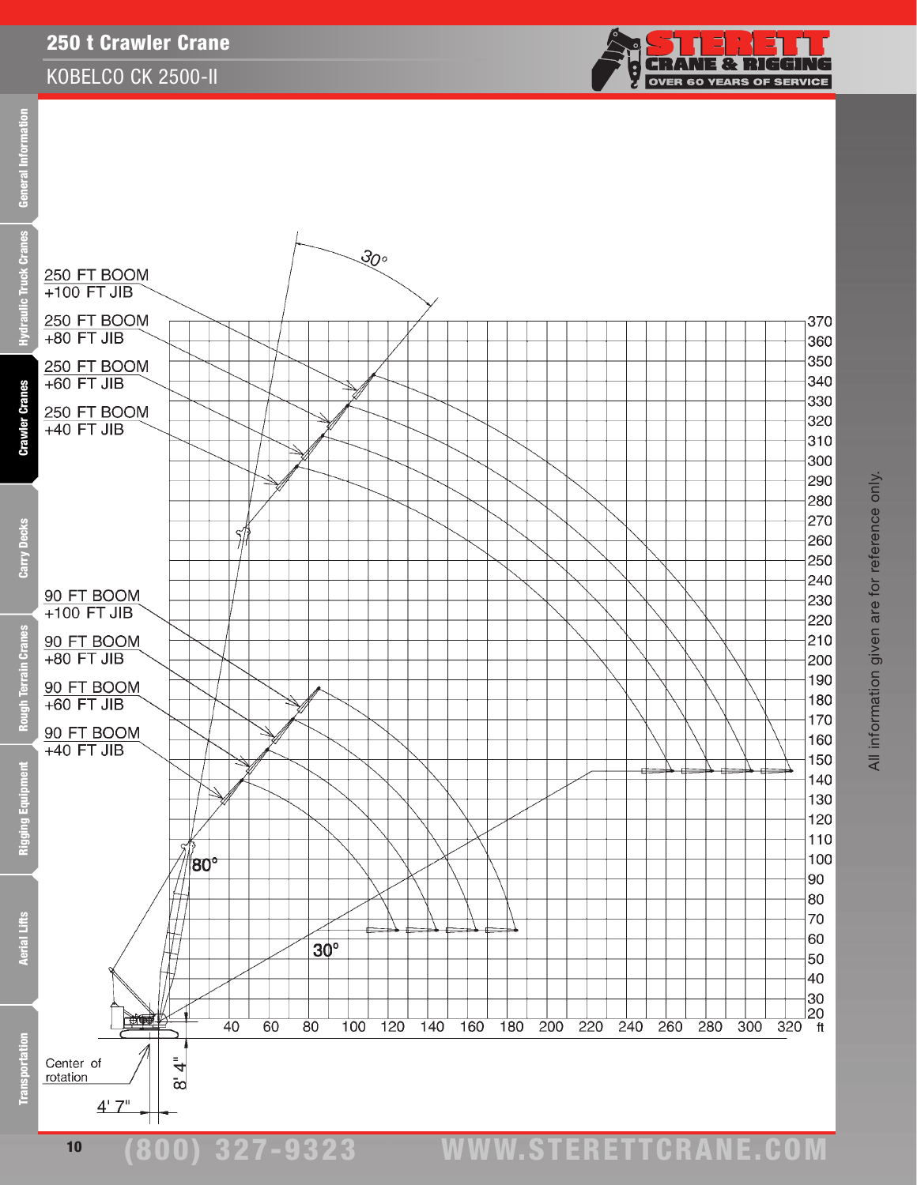## 250 t Crawler Crane

KOBELCO CK 2500-II

250 FT BOOM +100 FT JIB

250 FT BOOM +80 FT JIB

250 FT BOOM +60 FT JIB

250 FT BOOM +40 FT JIB

90 FT BOOM +100 FT JIB

90 FT BOOM +80 FT JIB

90 FT BOOM +60 FT JIB

90 FT BOOM +40 FT JIB

30°

80°

30°

Center of rotation

8' 4"

4' 7"

ft: 40, 60, 80, 100, 120, 140, 160, 180, 200, 220, 240, 260, 280, 300, 320

ft: 20, 30, 40, 50, 60, 70, 80, 90, 100, 110, 120, 130, 140, 150, 160, 170, 180, 190, 200, 210, 220, 230, 240, 250, 260, 270, 280, 290, 300, 310, 320, 330, 340, 350, 360, 370

All information given are for reference only.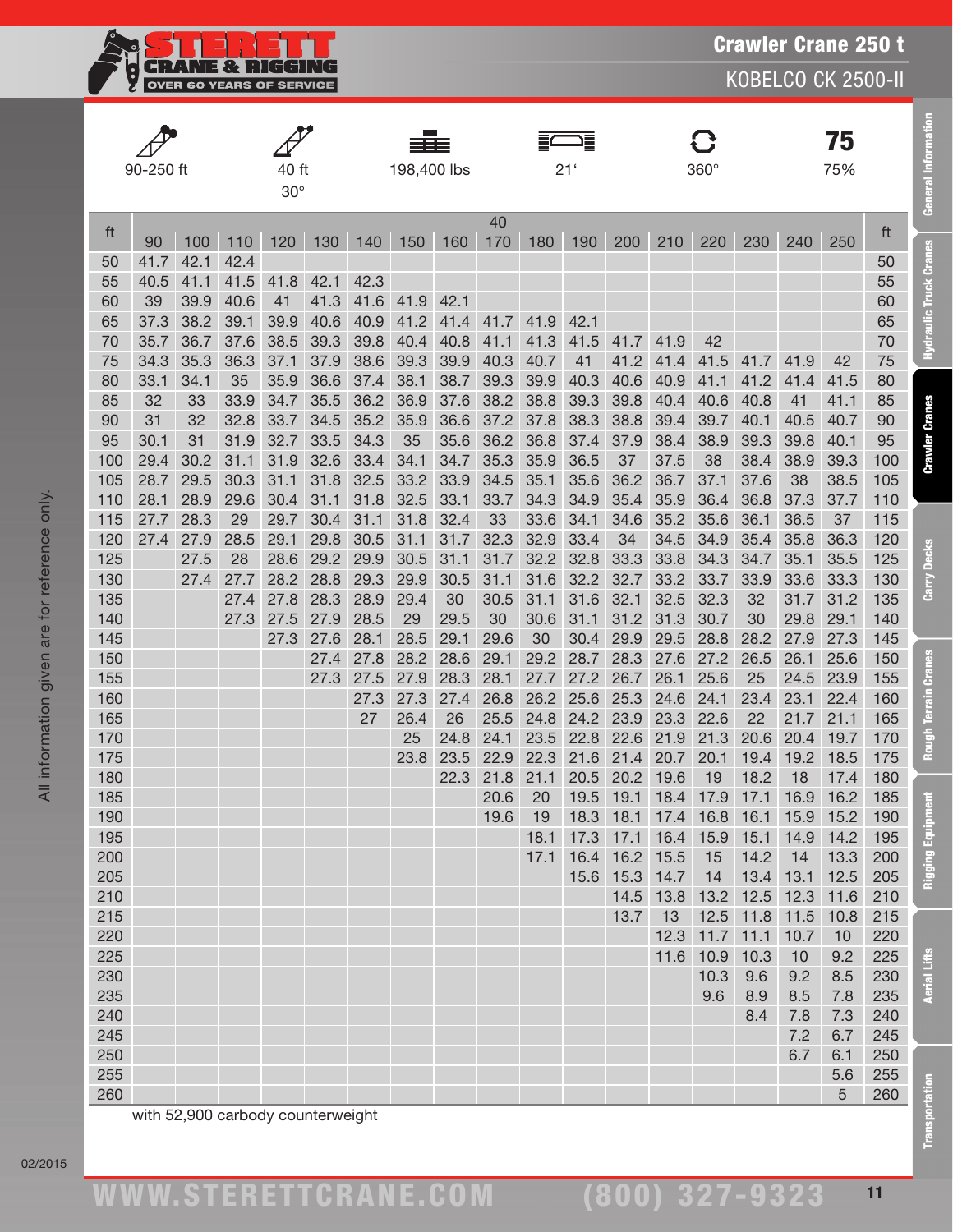# Crawler Crane 250 t

## KOBELCO CK 2500-II

| Boom | Jib | Counterweight | Track | Rotation | Percentage |
|---|---|---|---|---|---|
| 90-250 ft | 40 ft 30° | 198,400 lbs | 21' | 360° | 75% |

| ft | | | | | | | | | 40 | | | | | | | | | ft |
|---|---|---|---|---|---|---|---|---|---|---|---|---|---|---|---|---|---|---|
| | 90 | 100 | 110 | 120 | 130 | 140 | 150 | 160 | 170 | 180 | 190 | 200 | 210 | 220 | 230 | 240 | 250 | |
| 50 | 41.7 | 42.1 | 42.4 | | | | | | | | | | | | | | | 50 |
| 55 | 40.5 | 41.1 | 41.5 | 41.8 | 42.1 | 42.3 | | | | | | | | | | | | 55 |
| 60 | 39 | 39.9 | 40.6 | 41 | 41.3 | 41.6 | 41.9 | 42.1 | | | | | | | | | | 60 |
| 65 | 37.3 | 38.2 | 39.1 | 39.9 | 40.6 | 40.9 | 41.2 | 41.4 | 41.7 | 41.9 | 42.1 | | | | | | | 65 |
| 70 | 35.7 | 36.7 | 37.6 | 38.5 | 39.3 | 39.8 | 40.4 | 40.8 | 41.1 | 41.3 | 41.5 | 41.7 | 41.9 | 42 | | | | 70 |
| 75 | 34.3 | 35.3 | 36.3 | 37.1 | 37.9 | 38.6 | 39.3 | 39.9 | 40.3 | 40.7 | 41 | 41.2 | 41.4 | 41.5 | 41.7 | 41.9 | 42 | 75 |
| 80 | 33.1 | 34.1 | 35 | 35.9 | 36.6 | 37.4 | 38.1 | 38.7 | 39.3 | 39.9 | 40.3 | 40.6 | 40.9 | 41.1 | 41.2 | 41.4 | 41.5 | 80 |
| 85 | 32 | 33 | 33.9 | 34.7 | 35.5 | 36.2 | 36.9 | 37.6 | 38.2 | 38.8 | 39.3 | 39.8 | 40.4 | 40.6 | 40.8 | 41 | 41.1 | 85 |
| 90 | 31 | 32 | 32.8 | 33.7 | 34.5 | 35.2 | 35.9 | 36.6 | 37.2 | 37.8 | 38.3 | 38.8 | 39.4 | 39.7 | 40.1 | 40.5 | 40.7 | 90 |
| 95 | 30.1 | 31 | 31.9 | 32.7 | 33.5 | 34.3 | 35 | 35.6 | 36.2 | 36.8 | 37.4 | 37.9 | 38.4 | 38.9 | 39.3 | 39.8 | 40.1 | 95 |
| 100 | 29.4 | 30.2 | 31.1 | 31.9 | 32.6 | 33.4 | 34.1 | 34.7 | 35.3 | 35.9 | 36.5 | 37 | 37.5 | 38 | 38.4 | 38.9 | 39.3 | 100 |
| 105 | 28.7 | 29.5 | 30.3 | 31.1 | 31.8 | 32.5 | 33.2 | 33.9 | 34.5 | 35.1 | 35.6 | 36.2 | 36.7 | 37.1 | 37.6 | 38 | 38.5 | 105 |
| 110 | 28.1 | 28.9 | 29.6 | 30.4 | 31.1 | 31.8 | 32.5 | 33.1 | 33.7 | 34.3 | 34.9 | 35.4 | 35.9 | 36.4 | 36.8 | 37.3 | 37.7 | 110 |
| 115 | 27.7 | 28.3 | 29 | 29.7 | 30.4 | 31.1 | 31.8 | 32.4 | 33 | 33.6 | 34.1 | 34.6 | 35.2 | 35.6 | 36.1 | 36.5 | 37 | 115 |
| 120 | 27.4 | 27.9 | 28.5 | 29.1 | 29.8 | 30.5 | 31.1 | 31.7 | 32.3 | 32.9 | 33.4 | 34 | 34.5 | 34.9 | 35.4 | 35.8 | 36.3 | 120 |
| 125 | | 27.5 | 28 | 28.6 | 29.2 | 29.9 | 30.5 | 31.1 | 31.7 | 32.2 | 32.8 | 33.3 | 33.8 | 34.3 | 34.7 | 35.1 | 35.5 | 125 |
| 130 | | 27.4 | 27.7 | 28.2 | 28.8 | 29.3 | 29.9 | 30.5 | 31.1 | 31.6 | 32.2 | 32.7 | 33.2 | 33.7 | 33.9 | 33.6 | 33.3 | 130 |
| 135 | | | 27.4 | 27.8 | 28.3 | 28.9 | 29.4 | 30 | 30.5 | 31.1 | 31.6 | 32.1 | 32.5 | 32.3 | 32 | 31.7 | 31.2 | 135 |
| 140 | | | 27.3 | 27.5 | 27.9 | 28.5 | 29 | 29.5 | 30 | 30.6 | 31.1 | 31.2 | 31.3 | 30.7 | 30 | 29.8 | 29.1 | 140 |
| 145 | | | | 27.3 | 27.6 | 28.1 | 28.5 | 29.1 | 29.6 | 30 | 30.4 | 29.9 | 29.5 | 28.8 | 28.2 | 27.9 | 27.3 | 145 |
| 150 | | | | | 27.4 | 27.8 | 28.2 | 28.6 | 29.1 | 29.2 | 28.7 | 28.3 | 27.6 | 27.2 | 26.5 | 26.1 | 25.6 | 150 |
| 155 | | | | | 27.3 | 27.5 | 27.9 | 28.3 | 28.1 | 27.7 | 27.2 | 26.7 | 26.1 | 25.6 | 25 | 24.5 | 23.9 | 155 |
| 160 | | | | | | 27.3 | 27.3 | 27.4 | 26.8 | 26.2 | 25.6 | 25.3 | 24.6 | 24.1 | 23.4 | 23.1 | 22.4 | 160 |
| 165 | | | | | | 27 | 26.4 | 26 | 25.5 | 24.8 | 24.2 | 23.9 | 23.3 | 22.6 | 22 | 21.7 | 21.1 | 165 |
| 170 | | | | | | | 25 | 24.8 | 24.1 | 23.5 | 22.8 | 22.6 | 21.9 | 21.3 | 20.6 | 20.4 | 19.7 | 170 |
| 175 | | | | | | | 23.8 | 23.5 | 22.9 | 22.3 | 21.6 | 21.4 | 20.7 | 20.1 | 19.4 | 19.2 | 18.5 | 175 |
| 180 | | | | | | | | 22.3 | 21.8 | 21.1 | 20.5 | 20.2 | 19.6 | 19 | 18.2 | 18 | 17.4 | 180 |
| 185 | | | | | | | | | 20.6 | 20 | 19.5 | 19.1 | 18.4 | 17.9 | 17.1 | 16.9 | 16.2 | 185 |
| 190 | | | | | | | | | 19.6 | 19 | 18.3 | 18.1 | 17.4 | 16.8 | 16.1 | 15.9 | 15.2 | 190 |
| 195 | | | | | | | | | | 18.1 | 17.3 | 17.1 | 16.4 | 15.9 | 15.1 | 14.9 | 14.2 | 195 |
| 200 | | | | | | | | | | 17.1 | 16.4 | 16.2 | 15.5 | 15 | 14.2 | 14 | 13.3 | 200 |
| 205 | | | | | | | | | | | 15.6 | 15.3 | 14.7 | 14 | 13.4 | 13.1 | 12.5 | 205 |
| 210 | | | | | | | | | | | | 14.5 | 13.8 | 13.2 | 12.5 | 12.3 | 11.6 | 210 |
| 215 | | | | | | | | | | | | 13.7 | 13 | 12.5 | 11.8 | 11.5 | 10.8 | 215 |
| 220 | | | | | | | | | | | | | 12.3 | 11.7 | 11.1 | 10.7 | 10 | 220 |
| 225 | | | | | | | | | | | | | 11.6 | 10.9 | 10.3 | 10 | 9.2 | 225 |
| 230 | | | | | | | | | | | | | | 10.3 | 9.6 | 9.2 | 8.5 | 230 |
| 235 | | | | | | | | | | | | | | 9.6 | 8.9 | 8.5 | 7.8 | 235 |
| 240 | | | | | | | | | | | | | | | 8.4 | 7.8 | 7.3 | 240 |
| 245 | | | | | | | | | | | | | | | | 7.2 | 6.7 | 245 |
| 250 | | | | | | | | | | | | | | | | 6.7 | 6.1 | 250 |
| 255 | | | | | | | | | | | | | | | | | 5.6 | 255 |
| 260 | | | | | | | | | | | | | | | | | 5 | 260 |

with 52,900 carbody counterweight

All information given are for reference only.

02/2015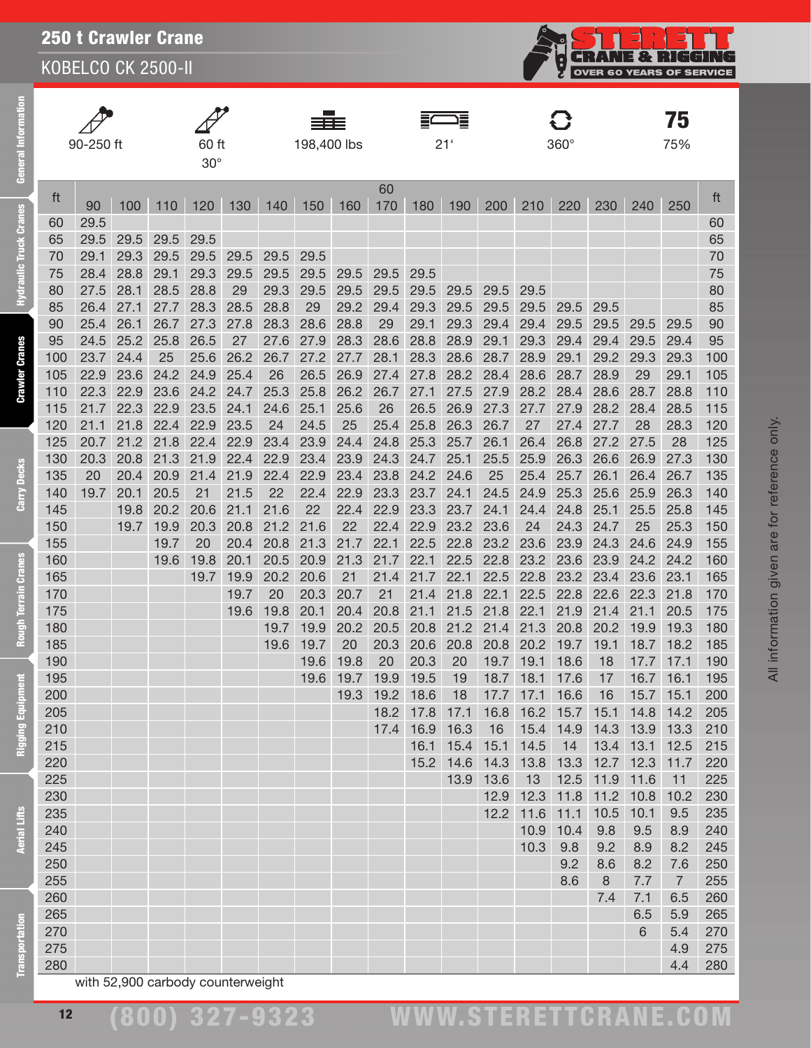# 250 t Crawler Crane

## KOBELCO CK 2500-II

| 90-250 ft | 60 ft 30° | 198,400 lbs | 21' | 360° | 75% |
|---|---|---|---|---|---|

| ft | 60 | | | | | | | | | | | | | | | | | ft |
|---|---|---|---|---|---|---|---|---|---|---|---|---|---|---|---|---|---|---|
| | 90 | 100 | 110 | 120 | 130 | 140 | 150 | 160 | 170 | 180 | 190 | 200 | 210 | 220 | 230 | 240 | 250 | |
| 60 | 29.5 | | | | | | | | | | | | | | | | | 60 |
| 65 | 29.5 | 29.5 | 29.5 | 29.5 | | | | | | | | | | | | | | 65 |
| 70 | 29.1 | 29.3 | 29.5 | 29.5 | 29.5 | 29.5 | 29.5 | | | | | | | | | | | 70 |
| 75 | 28.4 | 28.8 | 29.1 | 29.3 | 29.5 | 29.5 | 29.5 | 29.5 | 29.5 | 29.5 | | | | | | | | 75 |
| 80 | 27.5 | 28.1 | 28.5 | 28.8 | 29 | 29.3 | 29.5 | 29.5 | 29.5 | 29.5 | 29.5 | 29.5 | 29.5 | | | | | 80 |
| 85 | 26.4 | 27.1 | 27.7 | 28.3 | 28.5 | 28.8 | 29 | 29.2 | 29.4 | 29.3 | 29.5 | 29.5 | 29.5 | 29.5 | 29.5 | | | 85 |
| 90 | 25.4 | 26.1 | 26.7 | 27.3 | 27.8 | 28.3 | 28.6 | 28.8 | 29 | 29.1 | 29.3 | 29.4 | 29.4 | 29.5 | 29.5 | 29.5 | 29.5 | 90 |
| 95 | 24.5 | 25.2 | 25.8 | 26.5 | 27 | 27.6 | 27.9 | 28.3 | 28.6 | 28.8 | 28.9 | 29.1 | 29.3 | 29.4 | 29.4 | 29.5 | 29.4 | 95 |
| 100 | 23.7 | 24.4 | 25 | 25.6 | 26.2 | 26.7 | 27.2 | 27.7 | 28.1 | 28.3 | 28.6 | 28.7 | 28.9 | 29.1 | 29.2 | 29.3 | 29.3 | 100 |
| 105 | 22.9 | 23.6 | 24.2 | 24.9 | 25.4 | 26 | 26.5 | 26.9 | 27.4 | 27.8 | 28.2 | 28.4 | 28.6 | 28.7 | 28.9 | 29 | 29.1 | 105 |
| 110 | 22.3 | 22.9 | 23.6 | 24.2 | 24.7 | 25.3 | 25.8 | 26.2 | 26.7 | 27.1 | 27.5 | 27.9 | 28.2 | 28.4 | 28.6 | 28.7 | 28.8 | 110 |
| 115 | 21.7 | 22.3 | 22.9 | 23.5 | 24.1 | 24.6 | 25.1 | 25.6 | 26 | 26.5 | 26.9 | 27.3 | 27.7 | 27.9 | 28.2 | 28.4 | 28.5 | 115 |
| 120 | 21.1 | 21.8 | 22.4 | 22.9 | 23.5 | 24 | 24.5 | 25 | 25.4 | 25.8 | 26.3 | 26.7 | 27 | 27.4 | 27.7 | 28 | 28.3 | 120 |
| 125 | 20.7 | 21.2 | 21.8 | 22.4 | 22.9 | 23.4 | 23.9 | 24.4 | 24.8 | 25.3 | 25.7 | 26.1 | 26.4 | 26.8 | 27.2 | 27.5 | 28 | 125 |
| 130 | 20.3 | 20.8 | 21.3 | 21.9 | 22.4 | 22.9 | 23.4 | 23.9 | 24.3 | 24.7 | 25.1 | 25.5 | 25.9 | 26.3 | 26.6 | 26.9 | 27.3 | 130 |
| 135 | 20 | 20.4 | 20.9 | 21.4 | 21.9 | 22.4 | 22.9 | 23.4 | 23.8 | 24.2 | 24.6 | 25 | 25.4 | 25.7 | 26.1 | 26.4 | 26.7 | 135 |
| 140 | 19.7 | 20.1 | 20.5 | 21 | 21.5 | 22 | 22.4 | 22.9 | 23.3 | 23.7 | 24.1 | 24.5 | 24.9 | 25.3 | 25.6 | 25.9 | 26.3 | 140 |
| 145 | | 19.8 | 20.2 | 20.6 | 21.1 | 21.6 | 22 | 22.4 | 22.9 | 23.3 | 23.7 | 24.1 | 24.4 | 24.8 | 25.1 | 25.5 | 25.8 | 145 |
| 150 | | 19.7 | 19.9 | 20.3 | 20.8 | 21.2 | 21.6 | 22 | 22.4 | 22.9 | 23.2 | 23.6 | 24 | 24.3 | 24.7 | 25 | 25.3 | 150 |
| 155 | | | 19.7 | 20 | 20.4 | 20.8 | 21.3 | 21.7 | 22.1 | 22.5 | 22.8 | 23.2 | 23.6 | 23.9 | 24.3 | 24.6 | 24.9 | 155 |
| 160 | | | 19.6 | 19.8 | 20.1 | 20.5 | 20.9 | 21.3 | 21.7 | 22.1 | 22.5 | 22.8 | 23.2 | 23.6 | 23.9 | 24.2 | 24.2 | 160 |
| 165 | | | | 19.7 | 19.9 | 20.2 | 20.6 | 21 | 21.4 | 21.7 | 22.1 | 22.5 | 22.8 | 23.2 | 23.4 | 23.6 | 23.1 | 165 |
| 170 | | | | | 19.7 | 20 | 20.3 | 20.7 | 21 | 21.4 | 21.8 | 22.1 | 22.5 | 22.8 | 22.6 | 22.3 | 21.8 | 170 |
| 175 | | | | | 19.6 | 19.8 | 20.1 | 20.4 | 20.8 | 21.1 | 21.5 | 21.8 | 22.1 | 21.9 | 21.4 | 21.1 | 20.5 | 175 |
| 180 | | | | | | 19.7 | 19.9 | 20.2 | 20.5 | 20.8 | 21.2 | 21.4 | 21.3 | 20.8 | 20.2 | 19.9 | 19.3 | 180 |
| 185 | | | | | | 19.6 | 19.7 | 20 | 20.3 | 20.6 | 20.8 | 20.8 | 20.2 | 19.7 | 19.1 | 18.7 | 18.2 | 185 |
| 190 | | | | | | | 19.6 | 19.8 | 20 | 20.3 | 20 | 19.7 | 19.1 | 18.6 | 18 | 17.7 | 17.1 | 190 |
| 195 | | | | | | | 19.6 | 19.7 | 19.9 | 19.5 | 19 | 18.7 | 18.1 | 17.6 | 17 | 16.7 | 16.1 | 195 |
| 200 | | | | | | | | 19.3 | 19.2 | 18.6 | 18 | 17.7 | 17.1 | 16.6 | 16 | 15.7 | 15.1 | 200 |
| 205 | | | | | | | | | 18.2 | 17.8 | 17.1 | 16.8 | 16.2 | 15.7 | 15.1 | 14.8 | 14.2 | 205 |
| 210 | | | | | | | | | 17.4 | 16.9 | 16.3 | 16 | 15.4 | 14.9 | 14.3 | 13.9 | 13.3 | 210 |
| 215 | | | | | | | | | | 16.1 | 15.4 | 15.1 | 14.5 | 14 | 13.4 | 13.1 | 12.5 | 215 |
| 220 | | | | | | | | | | 15.2 | 14.6 | 14.3 | 13.8 | 13.3 | 12.7 | 12.3 | 11.7 | 220 |
| 225 | | | | | | | | | | | 13.9 | 13.6 | 13 | 12.5 | 11.9 | 11.6 | 11 | 225 |
| 230 | | | | | | | | | | | | 12.9 | 12.3 | 11.8 | 11.2 | 10.8 | 10.2 | 230 |
| 235 | | | | | | | | | | | | 12.2 | 11.6 | 11.1 | 10.5 | 10.1 | 9.5 | 235 |
| 240 | | | | | | | | | | | | | 10.9 | 10.4 | 9.8 | 9.5 | 8.9 | 240 |
| 245 | | | | | | | | | | | | | 10.3 | 9.8 | 9.2 | 8.9 | 8.2 | 245 |
| 250 | | | | | | | | | | | | | | 9.2 | 8.6 | 8.2 | 7.6 | 250 |
| 255 | | | | | | | | | | | | | | 8.6 | 8 | 7.7 | 7 | 255 |
| 260 | | | | | | | | | | | | | | | 7.4 | 7.1 | 6.5 | 260 |
| 265 | | | | | | | | | | | | | | | | 6.5 | 5.9 | 265 |
| 270 | | | | | | | | | | | | | | | | 6 | 5.4 | 270 |
| 275 | | | | | | | | | | | | | | | | | 4.9 | 275 |
| 280 | | | | | | | | | | | | | | | | | 4.4 | 280 |

with 52,900 carbody counterweight

All information given are for reference only.

(800) 327-9323 WWW.STERETTCRANE.COM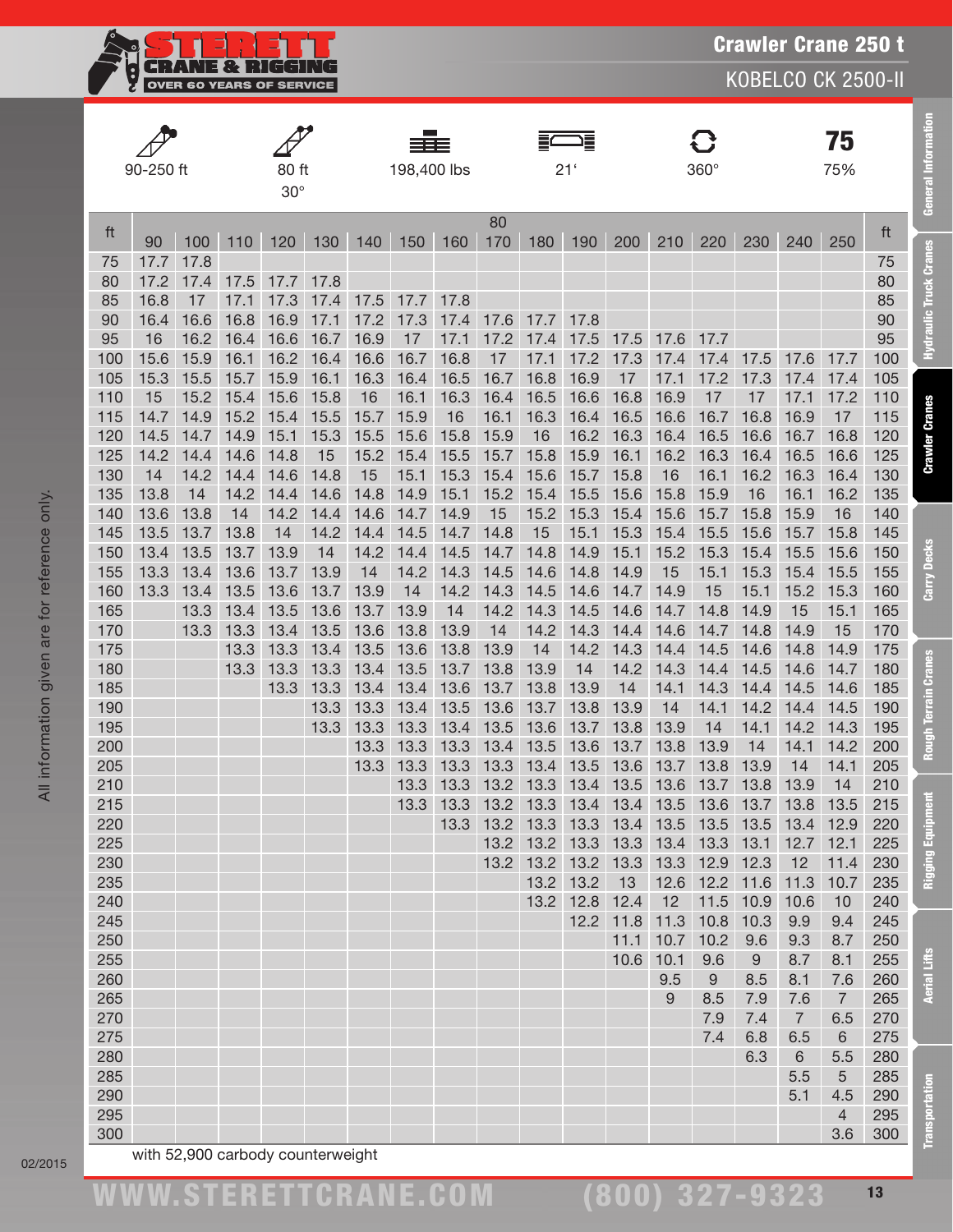# Crawler Crane 250 t

## KOBELCO CK 2500-II

| Main boom | Fixed jib | Counterweight | Track width | Swing | Rating |
|---|---|---|---|---|---|
| 90-250 ft | 80 ft, 30° | 198,400 lbs | 21' | 360° | 75% |

| ft | | | | | | | | | 80 | | | | | | | | | ft |
|---|---|---|---|---|---|---|---|---|---|---|---|---|---|---|---|---|---|---|
| | 90 | 100 | 110 | 120 | 130 | 140 | 150 | 160 | 170 | 180 | 190 | 200 | 210 | 220 | 230 | 240 | 250 | |
| 75 | 17.7 | 17.8 | | | | | | | | | | | | | | | | 75 |
| 80 | 17.2 | 17.4 | 17.5 | 17.7 | 17.8 | | | | | | | | | | | | | 80 |
| 85 | 16.8 | 17 | 17.1 | 17.3 | 17.4 | 17.5 | 17.7 | 17.8 | | | | | | | | | | 85 |
| 90 | 16.4 | 16.6 | 16.8 | 16.9 | 17.1 | 17.2 | 17.3 | 17.4 | 17.6 | 17.7 | 17.8 | | | | | | | 90 |
| 95 | 16 | 16.2 | 16.4 | 16.6 | 16.7 | 16.9 | 17 | 17.1 | 17.2 | 17.4 | 17.5 | 17.5 | 17.6 | 17.7 | | | | 95 |
| 100 | 15.6 | 15.9 | 16.1 | 16.2 | 16.4 | 16.6 | 16.7 | 16.8 | 17 | 17.1 | 17.2 | 17.3 | 17.4 | 17.4 | 17.5 | 17.6 | 17.7 | 100 |
| 105 | 15.3 | 15.5 | 15.7 | 15.9 | 16.1 | 16.3 | 16.4 | 16.5 | 16.7 | 16.8 | 16.9 | 17 | 17.1 | 17.2 | 17.3 | 17.4 | 17.4 | 105 |
| 110 | 15 | 15.2 | 15.4 | 15.6 | 15.8 | 16 | 16.1 | 16.3 | 16.4 | 16.5 | 16.6 | 16.8 | 16.9 | 17 | 17 | 17.1 | 17.2 | 110 |
| 115 | 14.7 | 14.9 | 15.2 | 15.4 | 15.5 | 15.7 | 15.9 | 16 | 16.1 | 16.3 | 16.4 | 16.5 | 16.6 | 16.7 | 16.8 | 16.9 | 17 | 115 |
| 120 | 14.5 | 14.7 | 14.9 | 15.1 | 15.3 | 15.5 | 15.6 | 15.8 | 15.9 | 16 | 16.2 | 16.3 | 16.4 | 16.5 | 16.6 | 16.7 | 16.8 | 120 |
| 125 | 14.2 | 14.4 | 14.6 | 14.8 | 15 | 15.2 | 15.4 | 15.5 | 15.7 | 15.8 | 15.9 | 16.1 | 16.2 | 16.3 | 16.4 | 16.5 | 16.6 | 125 |
| 130 | 14 | 14.2 | 14.4 | 14.6 | 14.8 | 15 | 15.1 | 15.3 | 15.4 | 15.6 | 15.7 | 15.8 | 16 | 16.1 | 16.2 | 16.3 | 16.4 | 130 |
| 135 | 13.8 | 14 | 14.2 | 14.4 | 14.6 | 14.8 | 14.9 | 15.1 | 15.2 | 15.4 | 15.5 | 15.6 | 15.8 | 15.9 | 16 | 16.1 | 16.2 | 135 |
| 140 | 13.6 | 13.8 | 14 | 14.2 | 14.4 | 14.6 | 14.7 | 14.9 | 15 | 15.2 | 15.3 | 15.4 | 15.6 | 15.7 | 15.8 | 15.9 | 16 | 140 |
| 145 | 13.5 | 13.7 | 13.8 | 14 | 14.2 | 14.4 | 14.5 | 14.7 | 14.8 | 15 | 15.1 | 15.3 | 15.4 | 15.5 | 15.6 | 15.7 | 15.8 | 145 |
| 150 | 13.4 | 13.5 | 13.7 | 13.9 | 14 | 14.2 | 14.4 | 14.5 | 14.7 | 14.8 | 14.9 | 15.1 | 15.2 | 15.3 | 15.4 | 15.5 | 15.6 | 150 |
| 155 | 13.3 | 13.4 | 13.6 | 13.7 | 13.9 | 14 | 14.2 | 14.3 | 14.5 | 14.6 | 14.8 | 14.9 | 15 | 15.1 | 15.3 | 15.4 | 15.5 | 155 |
| 160 | 13.3 | 13.4 | 13.5 | 13.6 | 13.7 | 13.9 | 14 | 14.2 | 14.3 | 14.5 | 14.6 | 14.7 | 14.9 | 15 | 15.1 | 15.2 | 15.3 | 160 |
| 165 | | 13.3 | 13.4 | 13.5 | 13.6 | 13.7 | 13.9 | 14 | 14.2 | 14.3 | 14.5 | 14.6 | 14.7 | 14.8 | 14.9 | 15 | 15.1 | 165 |
| 170 | | 13.3 | 13.3 | 13.4 | 13.5 | 13.6 | 13.8 | 13.9 | 14 | 14.2 | 14.3 | 14.4 | 14.6 | 14.7 | 14.8 | 14.9 | 15 | 170 |
| 175 | | | 13.3 | 13.3 | 13.4 | 13.5 | 13.6 | 13.8 | 13.9 | 14 | 14.2 | 14.3 | 14.4 | 14.5 | 14.6 | 14.8 | 14.9 | 175 |
| 180 | | | 13.3 | 14 | 13.3 | 13.4 | 13.5 | 13.7 | 13.8 | 13.9 | 14 | 14.2 | 14.3 | 14.4 | 14.5 | 14.6 | 14.7 | 180 |
| 185 | | | | 13.3 | 13.3 | 13.4 | 13.4 | 13.6 | 13.7 | 13.8 | 13.9 | 14 | 14.1 | 14.3 | 14.4 | 14.5 | 14.6 | 185 |
| 190 | | | | | 13.3 | 13.3 | 13.4 | 13.5 | 13.6 | 13.7 | 13.8 | 13.9 | 14 | 14.1 | 14.2 | 14.4 | 14.5 | 190 |
| 195 | | | | | 13.3 | 13.3 | 13.3 | 13.4 | 13.5 | 13.6 | 13.7 | 13.8 | 13.9 | 14 | 14.1 | 14.2 | 14.3 | 195 |
| 200 | | | | | | 13.3 | 13.3 | 13.3 | 13.4 | 13.5 | 13.6 | 13.7 | 13.8 | 13.9 | 14 | 14.1 | 14.2 | 200 |
| 205 | | | | | | 13.3 | 13.3 | 13.3 | 13.3 | 13.4 | 13.5 | 13.6 | 13.7 | 13.8 | 13.9 | 14 | 14.1 | 205 |
| 210 | | | | | | | 13.3 | 13.3 | 13.2 | 13.3 | 13.4 | 13.5 | 13.6 | 13.7 | 13.8 | 13.9 | 14 | 210 |
| 215 | | | | | | | 13.3 | 13.3 | 13.2 | 13.3 | 13.4 | 13.4 | 13.5 | 13.6 | 13.7 | 13.8 | 13.5 | 215 |
| 220 | | | | | | | | 13.3 | 13.2 | 13.3 | 13.3 | 13.4 | 13.5 | 13.5 | 13.5 | 13.4 | 12.9 | 220 |
| 225 | | | | | | | | | 13.2 | 13.2 | 13.3 | 13.3 | 13.4 | 13.3 | 13.1 | 12.7 | 12.1 | 225 |
| 230 | | | | | | | | | 13.2 | 13.2 | 13.2 | 13.3 | 13.3 | 12.9 | 12.3 | 12 | 11.4 | 230 |
| 235 | | | | | | | | | | 13.2 | 13.2 | 13 | 12.6 | 12.2 | 11.6 | 11.3 | 10.7 | 235 |
| 240 | | | | | | | | | | 13.2 | 12.8 | 12.4 | 12 | 11.5 | 10.9 | 10.6 | 10 | 240 |
| 245 | | | | | | | | | | | 12.2 | 11.8 | 11.3 | 10.8 | 10.3 | 9.9 | 9.4 | 245 |
| 250 | | | | | | | | | | | | 11.1 | 10.7 | 10.2 | 9.6 | 9.3 | 8.7 | 250 |
| 255 | | | | | | | | | | | | 10.6 | 10.1 | 9.6 | 9 | 8.7 | 8.1 | 255 |
| 260 | | | | | | | | | | | | | 9.5 | 9 | 8.5 | 8.1 | 7.6 | 260 |
| 265 | | | | | | | | | | | | | 9 | 8.5 | 7.9 | 7.6 | 7 | 265 |
| 270 | | | | | | | | | | | | | | 7.9 | 7.4 | 7 | 6.5 | 270 |
| 275 | | | | | | | | | | | | | | 7.4 | 6.8 | 6.5 | 6 | 275 |
| 280 | | | | | | | | | | | | | | | 6.3 | 6 | 5.5 | 280 |
| 285 | | | | | | | | | | | | | | | | 5.5 | 5 | 285 |
| 290 | | | | | | | | | | | | | | | | 5.1 | 4.5 | 290 |
| 295 | | | | | | | | | | | | | | | | | 4 | 295 |
| 300 | | | | | | | | | | | | | | | | | 3.6 | 300 |

with 52,900 carbody counterweight

All information given are for reference only.

02/2015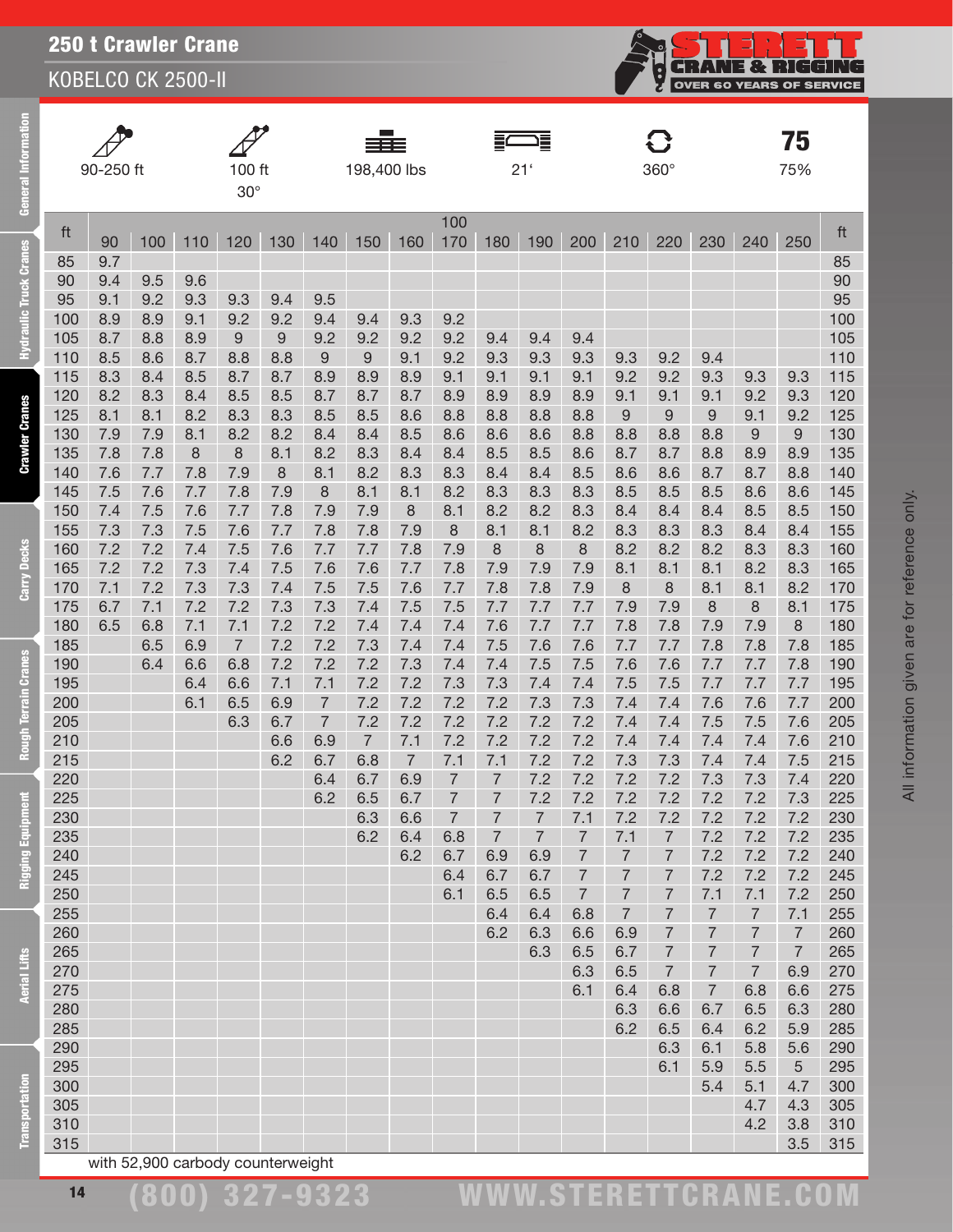# 250 t Crawler Crane

## KOBELCO CK 2500-II

| 90-250 ft | 100 ft 30° | 198,400 lbs | 21' | 360° | 75% |
|---|---|---|---|---|---|

| ft | | | | | | | | | 100 | | | | | | | | | ft |
|---|---|---|---|---|---|---|---|---|---|---|---|---|---|---|---|---|---|---|
| | 90 | 100 | 110 | 120 | 130 | 140 | 150 | 160 | 170 | 180 | 190 | 200 | 210 | 220 | 230 | 240 | 250 | |
| 85 | 9.7 | | | | | | | | | | | | | | | | | 85 |
| 90 | 9.4 | 9.5 | 9.6 | | | | | | | | | | | | | | | 90 |
| 95 | 9.1 | 9.2 | 9.3 | 9.3 | 9.4 | 9.5 | | | | | | | | | | | | 95 |
| 100 | 8.9 | 8.9 | 9.1 | 9.2 | 9.2 | 9.4 | 9.4 | 9.3 | 9.2 | | | | | | | | | 100 |
| 105 | 8.7 | 8.8 | 8.9 | 9 | 9 | 9.2 | 9.2 | 9.2 | 9.2 | 9.4 | 9.4 | 9.4 | | | | | | 105 |
| 110 | 8.5 | 8.6 | 8.7 | 8.8 | 8.8 | 9 | 9 | 9.1 | 9.2 | 9.3 | 9.3 | 9.3 | 9.3 | 9.2 | 9.4 | | | 110 |
| 115 | 8.3 | 8.4 | 8.5 | 8.7 | 8.7 | 8.9 | 8.9 | 8.9 | 9.1 | 9.1 | 9.1 | 9.1 | 9.2 | 9.2 | 9.3 | 9.3 | 9.3 | 115 |
| 120 | 8.2 | 8.3 | 8.4 | 8.5 | 8.5 | 8.7 | 8.7 | 8.7 | 8.9 | 8.9 | 8.9 | 8.9 | 9.1 | 9.1 | 9.1 | 9.2 | 9.3 | 120 |
| 125 | 8.1 | 8.1 | 8.2 | 8.3 | 8.3 | 8.5 | 8.5 | 8.6 | 8.8 | 8.8 | 8.8 | 8.8 | 9 | 9 | 9 | 9.1 | 9.2 | 125 |
| 130 | 7.9 | 7.9 | 8.1 | 8.2 | 8.2 | 8.4 | 8.4 | 8.5 | 8.6 | 8.6 | 8.6 | 8.8 | 8.8 | 8.8 | 8.8 | 9 | 9 | 130 |
| 135 | 7.8 | 7.8 | 8 | 8 | 8.1 | 8.2 | 8.3 | 8.4 | 8.4 | 8.5 | 8.5 | 8.6 | 8.7 | 8.7 | 8.8 | 8.9 | 8.9 | 135 |
| 140 | 7.6 | 7.7 | 7.8 | 7.9 | 8 | 8.1 | 8.2 | 8.3 | 8.3 | 8.4 | 8.4 | 8.5 | 8.6 | 8.6 | 8.7 | 8.7 | 8.8 | 140 |
| 145 | 7.5 | 7.6 | 7.7 | 7.8 | 7.9 | 8 | 8.1 | 8.1 | 8.2 | 8.3 | 8.3 | 8.3 | 8.5 | 8.5 | 8.5 | 8.6 | 8.6 | 145 |
| 150 | 7.4 | 7.5 | 7.6 | 7.7 | 7.8 | 7.9 | 7.9 | 8 | 8.1 | 8.2 | 8.2 | 8.3 | 8.4 | 8.4 | 8.4 | 8.5 | 8.5 | 150 |
| 155 | 7.3 | 7.3 | 7.5 | 7.6 | 7.7 | 7.8 | 7.8 | 7.9 | 8 | 8.1 | 8.1 | 8.2 | 8.3 | 8.3 | 8.3 | 8.4 | 8.4 | 155 |
| 160 | 7.2 | 7.2 | 7.4 | 7.5 | 7.6 | 7.7 | 7.7 | 7.8 | 7.9 | 8 | 8 | 8 | 8.2 | 8.2 | 8.2 | 8.3 | 8.3 | 160 |
| 165 | 7.2 | 7.2 | 7.3 | 7.4 | 7.5 | 7.6 | 7.6 | 7.7 | 7.8 | 7.9 | 7.9 | 7.9 | 8.1 | 8.1 | 8.1 | 8.2 | 8.3 | 165 |
| 170 | 7.1 | 7.2 | 7.3 | 7.3 | 7.4 | 7.5 | 7.5 | 7.6 | 7.7 | 7.8 | 7.8 | 7.9 | 8 | 8 | 8.1 | 8.1 | 8.2 | 170 |
| 175 | 6.7 | 7.1 | 7.2 | 7.2 | 7.3 | 7.3 | 7.4 | 7.5 | 7.5 | 7.7 | 7.7 | 7.7 | 7.9 | 7.9 | 8 | 8 | 8.1 | 175 |
| 180 | 6.5 | 6.8 | 7.1 | 7.1 | 7.2 | 7.2 | 7.4 | 7.4 | 7.4 | 7.6 | 7.7 | 7.7 | 7.8 | 7.8 | 7.9 | 7.9 | 8 | 180 |
| 185 | | 6.5 | 6.9 | 7 | 7.2 | 7.2 | 7.3 | 7.4 | 7.4 | 7.5 | 7.6 | 7.6 | 7.7 | 7.7 | 7.8 | 7.8 | 7.8 | 185 |
| 190 | | 6.4 | 6.6 | 6.8 | 7.2 | 7.2 | 7.2 | 7.3 | 7.4 | 7.4 | 7.5 | 7.5 | 7.6 | 7.6 | 7.7 | 7.7 | 7.8 | 190 |
| 195 | | | 6.4 | 6.6 | 7.1 | 7.1 | 7.2 | 7.2 | 7.3 | 7.3 | 7.4 | 7.4 | 7.5 | 7.5 | 7.7 | 7.7 | 7.7 | 195 |
| 200 | | | 6.1 | 6.5 | 6.9 | 7 | 7.2 | 7.2 | 7.2 | 7.2 | 7.3 | 7.3 | 7.4 | 7.4 | 7.6 | 7.6 | 7.7 | 200 |
| 205 | | | | 6.3 | 6.7 | 7 | 7.2 | 7.2 | 7.2 | 7.2 | 7.2 | 7.2 | 7.4 | 7.4 | 7.5 | 7.5 | 7.6 | 205 |
| 210 | | | | | 6.6 | 6.9 | 7 | 7.1 | 7.2 | 7.2 | 7.2 | 7.2 | 7.4 | 7.4 | 7.4 | 7.4 | 7.6 | 210 |
| 215 | | | | | 6.2 | 6.7 | 6.8 | 7 | 7.1 | 7.1 | 7.2 | 7.2 | 7.3 | 7.3 | 7.4 | 7.4 | 7.5 | 215 |
| 220 | | | | | | 6.4 | 6.7 | 6.9 | 7 | 7 | 7.2 | 7.2 | 7.2 | 7.2 | 7.3 | 7.3 | 7.4 | 220 |
| 225 | | | | | | 6.2 | 6.5 | 6.7 | 7 | 7 | 7.2 | 7.2 | 7.2 | 7.2 | 7.2 | 7.2 | 7.3 | 225 |
| 230 | | | | | | | 6.3 | 6.6 | 7 | 7 | 7 | 7.1 | 7.2 | 7.2 | 7.2 | 7.2 | 7.2 | 230 |
| 235 | | | | | | | 6.2 | 6.4 | 6.8 | 7 | 7 | 7 | 7.1 | 7 | 7.2 | 7.2 | 7.2 | 235 |
| 240 | | | | | | | | 6.2 | 6.7 | 6.9 | 6.9 | 7 | 7 | 7 | 7.2 | 7.2 | 7.2 | 240 |
| 245 | | | | | | | | | 6.4 | 6.7 | 6.7 | 7 | 7 | 7 | 7.2 | 7.2 | 7.2 | 245 |
| 250 | | | | | | | | | 6.1 | 6.5 | 6.5 | 7 | 7 | 7 | 7.1 | 7.1 | 7.2 | 250 |
| 255 | | | | | | | | | | 6.4 | 6.4 | 6.8 | 7 | 7 | 7 | 7 | 7.1 | 255 |
| 260 | | | | | | | | | | 6.2 | 6.3 | 6.6 | 6.9 | 7 | 7 | 7 | 7 | 260 |
| 265 | | | | | | | | | | | 6.3 | 6.5 | 6.7 | 7 | 7 | 7 | 7 | 265 |
| 270 | | | | | | | | | | | | 6.3 | 6.5 | 7 | 7 | 7 | 6.9 | 270 |
| 275 | | | | | | | | | | | | 6.1 | 6.4 | 6.8 | 7 | 6.8 | 6.6 | 275 |
| 280 | | | | | | | | | | | | | 6.3 | 6.6 | 6.7 | 6.5 | 6.3 | 280 |
| 285 | | | | | | | | | | | | | 6.2 | 6.5 | 6.4 | 6.2 | 5.9 | 285 |
| 290 | | | | | | | | | | | | | | 6.3 | 6.1 | 5.8 | 5.6 | 290 |
| 295 | | | | | | | | | | | | | | 6.1 | 5.9 | 5.5 | 5 | 295 |
| 300 | | | | | | | | | | | | | | | 5.4 | 5.1 | 4.7 | 300 |
| 305 | | | | | | | | | | | | | | | | 4.7 | 4.3 | 305 |
| 310 | | | | | | | | | | | | | | | | 4.2 | 3.8 | 310 |
| 315 | | | | | | | | | | | | | | | | | 3.5 | 315 |

with 52,900 carbody counterweight

All information given are for reference only.